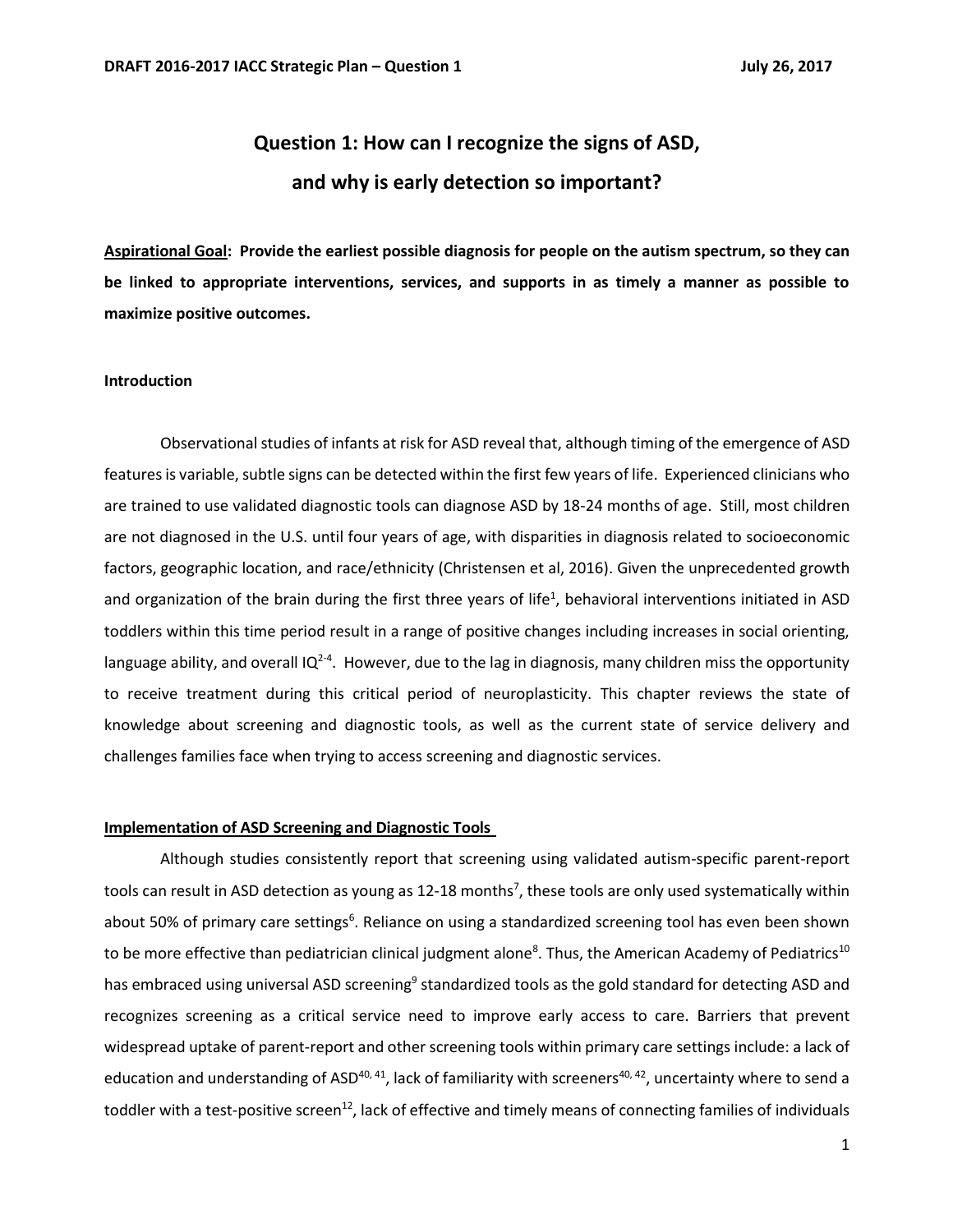# Question 1: How can I recognize the signs of ASD, and why is early detection so important?

**Aspirational Goal: Provide the earliest possible diagnosis for people on the autism spectrum, so they can be linked to appropriate interventions, services, and supports in as timely a manner as possible to maximize positive outcomes.**

## Introduction

Observational studies of infants at risk for ASD reveal that, although timing of the emergence of ASD features is variable, subtle signs can be detected within the first few years of life. Experienced clinicians who are trained to use validated diagnostic tools can diagnose ASD by 18-24 months of age. Still, most children are not diagnosed in the U.S. until four years of age, with disparities in diagnosis related to socioeconomic factors, geographic location, and race/ethnicity (Christensen et al, 2016). Given the unprecedented growth and organization of the brain during the first three years of life[1], behavioral interventions initiated in ASD toddlers within this time period result in a range of positive changes including increases in social orienting, language ability, and overall IQ[2-4]. However, due to the lag in diagnosis, many children miss the opportunity to receive treatment during this critical period of neuroplasticity. This chapter reviews the state of knowledge about screening and diagnostic tools, as well as the current state of service delivery and challenges families face when trying to access screening and diagnostic services.

## Implementation of ASD Screening and Diagnostic Tools

Although studies consistently report that screening using validated autism-specific parent-report tools can result in ASD detection as young as 12-18 months[7], these tools are only used systematically within about 50% of primary care settings[6]. Reliance on using a standardized screening tool has even been shown to be more effective than pediatrician clinical judgment alone[8]. Thus, the American Academy of Pediatrics[10] has embraced using universal ASD screening[9] standardized tools as the gold standard for detecting ASD and recognizes screening as a critical service need to improve early access to care. Barriers that prevent widespread uptake of parent-report and other screening tools within primary care settings include: a lack of education and understanding of ASD[40, 41], lack of familiarity with screeners[40, 42], uncertainty where to send a toddler with a test-positive screen[12], lack of effective and timely means of connecting families of individuals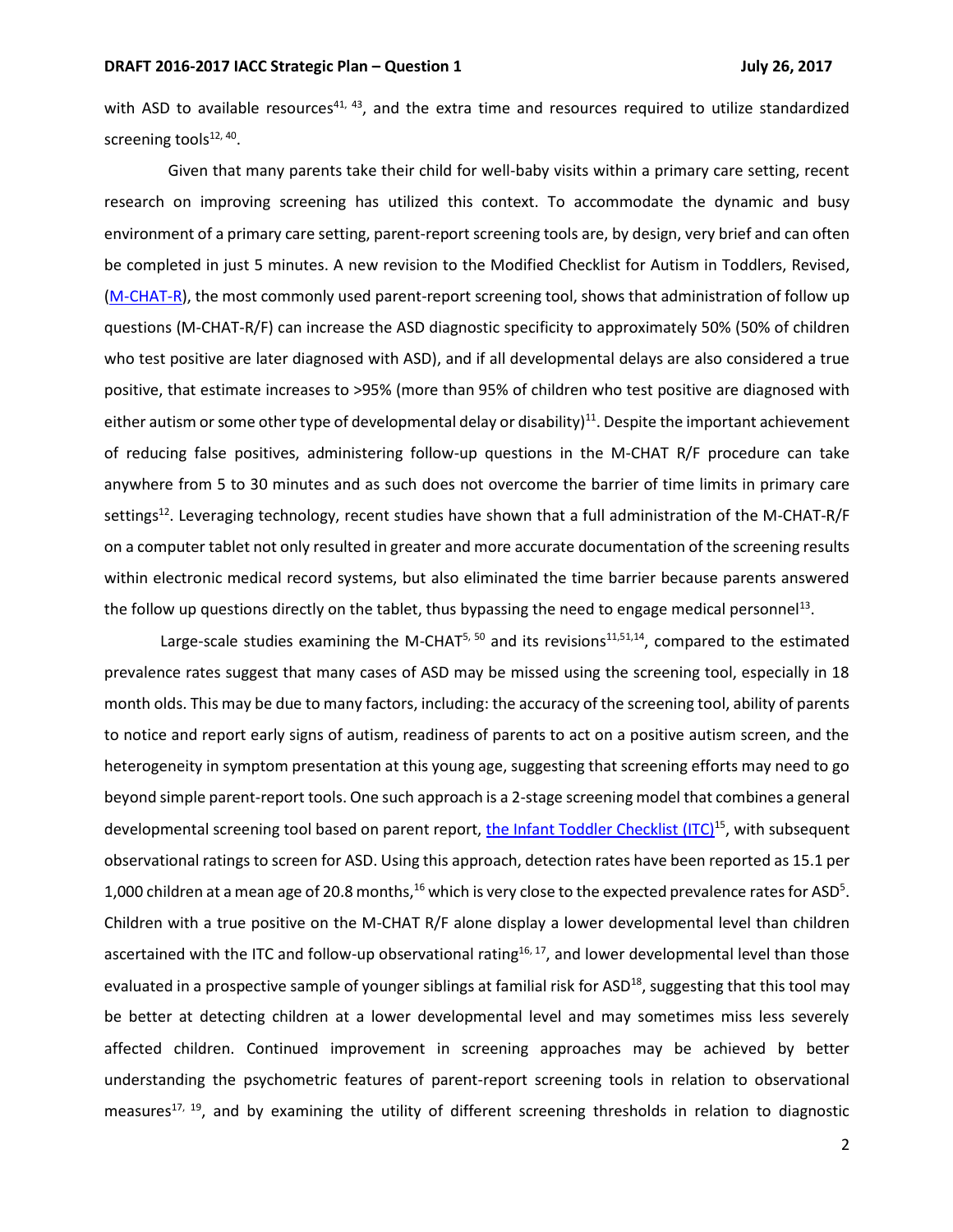with ASD to available resources[41, 43], and the extra time and resources required to utilize standardized screening tools[12, 40].

Given that many parents take their child for well-baby visits within a primary care setting, recent research on improving screening has utilized this context. To accommodate the dynamic and busy environment of a primary care setting, parent-report screening tools are, by design, very brief and can often be completed in just 5 minutes. A new revision to the Modified Checklist for Autism in Toddlers, Revised, ([M-CHAT-R](#)), the most commonly used parent-report screening tool, shows that administration of follow up questions (M-CHAT-R/F) can increase the ASD diagnostic specificity to approximately 50% (50% of children who test positive are later diagnosed with ASD), and if all developmental delays are also considered a true positive, that estimate increases to >95% (more than 95% of children who test positive are diagnosed with either autism or some other type of developmental delay or disability)[11]. Despite the important achievement of reducing false positives, administering follow-up questions in the M-CHAT R/F procedure can take anywhere from 5 to 30 minutes and as such does not overcome the barrier of time limits in primary care settings[12]. Leveraging technology, recent studies have shown that a full administration of the M-CHAT-R/F on a computer tablet not only resulted in greater and more accurate documentation of the screening results within electronic medical record systems, but also eliminated the time barrier because parents answered the follow up questions directly on the tablet, thus bypassing the need to engage medical personnel[13].

Large-scale studies examining the M-CHAT[5, 50] and its revisions[11,51,14], compared to the estimated prevalence rates suggest that many cases of ASD may be missed using the screening tool, especially in 18 month olds. This may be due to many factors, including: the accuracy of the screening tool, ability of parents to notice and report early signs of autism, readiness of parents to act on a positive autism screen, and the heterogeneity in symptom presentation at this young age, suggesting that screening efforts may need to go beyond simple parent-report tools. One such approach is a 2-stage screening model that combines a general developmental screening tool based on parent report, [the Infant Toddler Checklist (ITC)](#)[15], with subsequent observational ratings to screen for ASD. Using this approach, detection rates have been reported as 15.1 per 1,000 children at a mean age of 20.8 months,[16] which is very close to the expected prevalence rates for ASD[5]. Children with a true positive on the M-CHAT R/F alone display a lower developmental level than children ascertained with the ITC and follow-up observational rating[16, 17], and lower developmental level than those evaluated in a prospective sample of younger siblings at familial risk for ASD[18], suggesting that this tool may be better at detecting children at a lower developmental level and may sometimes miss less severely affected children. Continued improvement in screening approaches may be achieved by better understanding the psychometric features of parent-report screening tools in relation to observational measures[17, 19], and by examining the utility of different screening thresholds in relation to diagnostic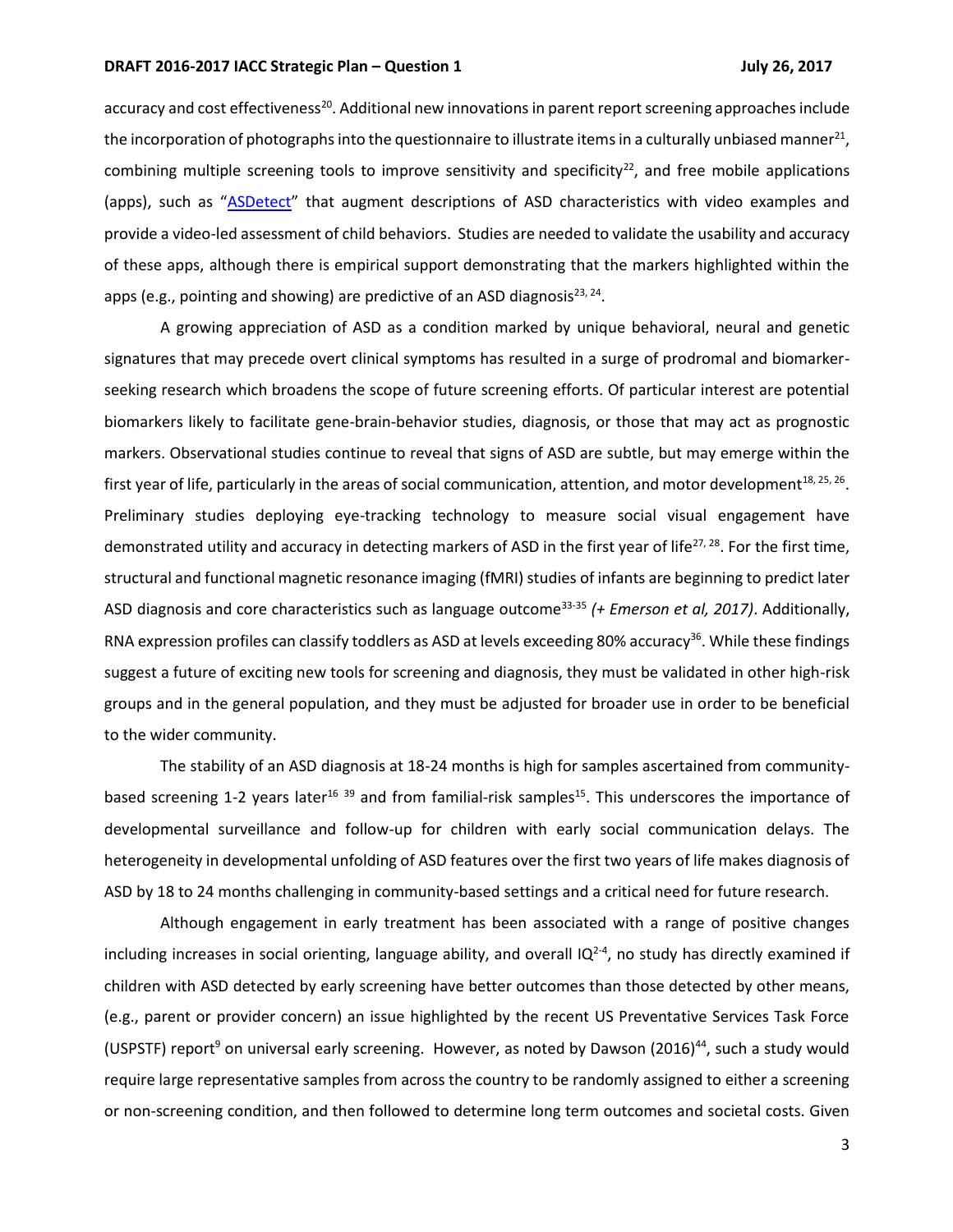accuracy and cost effectiveness[20]. Additional new innovations in parent report screening approaches include the incorporation of photographs into the questionnaire to illustrate items in a culturally unbiased manner[21], combining multiple screening tools to improve sensitivity and specificity[22], and free mobile applications (apps), such as "ASDetect" that augment descriptions of ASD characteristics with video examples and provide a video-led assessment of child behaviors. Studies are needed to validate the usability and accuracy of these apps, although there is empirical support demonstrating that the markers highlighted within the apps (e.g., pointing and showing) are predictive of an ASD diagnosis[23, 24].

A growing appreciation of ASD as a condition marked by unique behavioral, neural and genetic signatures that may precede overt clinical symptoms has resulted in a surge of prodromal and biomarker-seeking research which broadens the scope of future screening efforts. Of particular interest are potential biomarkers likely to facilitate gene-brain-behavior studies, diagnosis, or those that may act as prognostic markers. Observational studies continue to reveal that signs of ASD are subtle, but may emerge within the first year of life, particularly in the areas of social communication, attention, and motor development[18, 25, 26]. Preliminary studies deploying eye-tracking technology to measure social visual engagement have demonstrated utility and accuracy in detecting markers of ASD in the first year of life[27, 28]. For the first time, structural and functional magnetic resonance imaging (fMRI) studies of infants are beginning to predict later ASD diagnosis and core characteristics such as language outcome[33-35] *(+ Emerson et al, 2017)*. Additionally, RNA expression profiles can classify toddlers as ASD at levels exceeding 80% accuracy[36]. While these findings suggest a future of exciting new tools for screening and diagnosis, they must be validated in other high-risk groups and in the general population, and they must be adjusted for broader use in order to be beneficial to the wider community.

The stability of an ASD diagnosis at 18-24 months is high for samples ascertained from community-based screening 1-2 years later[16 39] and from familial-risk samples[15]. This underscores the importance of developmental surveillance and follow-up for children with early social communication delays. The heterogeneity in developmental unfolding of ASD features over the first two years of life makes diagnosis of ASD by 18 to 24 months challenging in community-based settings and a critical need for future research.

Although engagement in early treatment has been associated with a range of positive changes including increases in social orienting, language ability, and overall IQ[2-4], no study has directly examined if children with ASD detected by early screening have better outcomes than those detected by other means, (e.g., parent or provider concern) an issue highlighted by the recent US Preventative Services Task Force (USPSTF) report[9] on universal early screening. However, as noted by Dawson (2016)[44], such a study would require large representative samples from across the country to be randomly assigned to either a screening or non-screening condition, and then followed to determine long term outcomes and societal costs. Given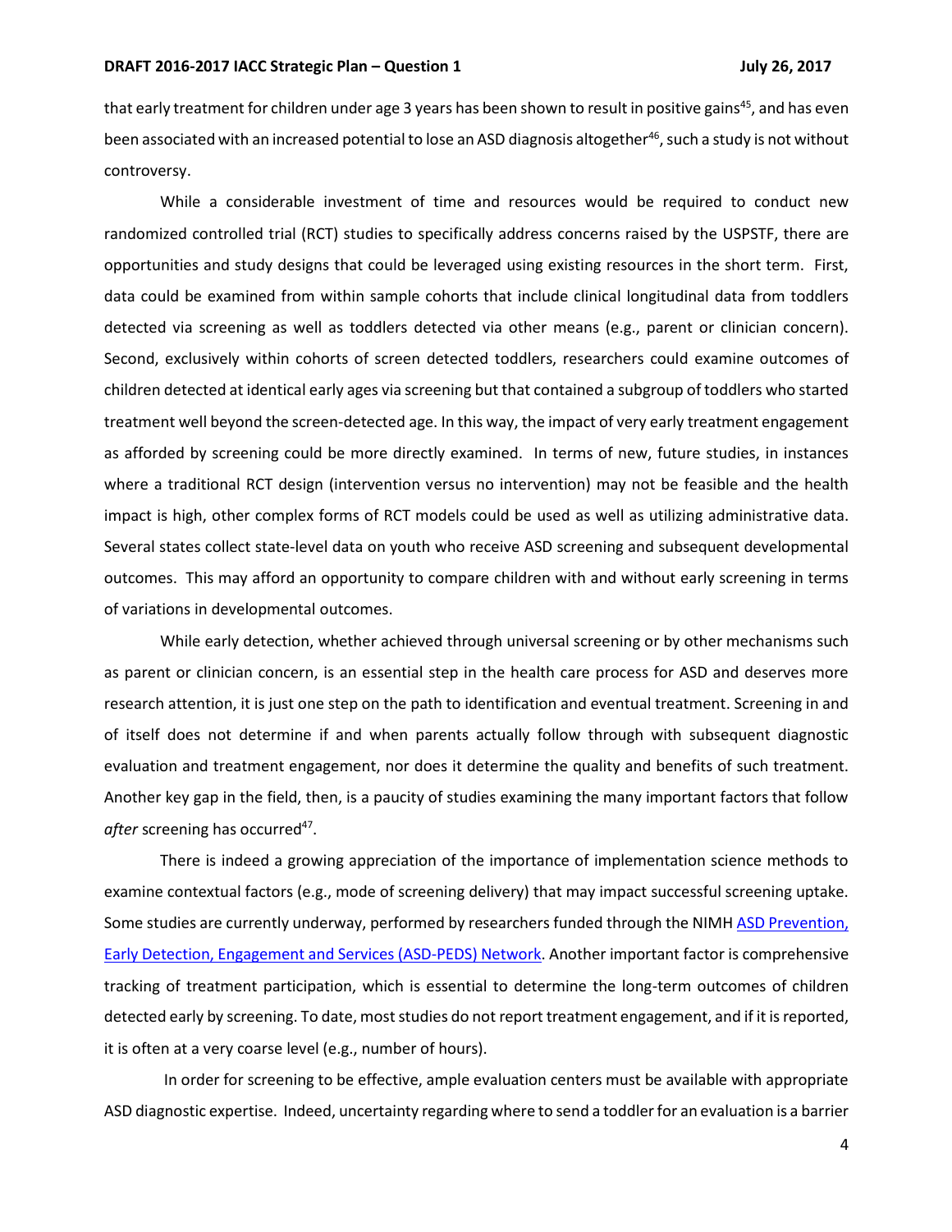that early treatment for children under age 3 years has been shown to result in positive gains[45], and has even been associated with an increased potential to lose an ASD diagnosis altogether[46], such a study is not without controversy.

While a considerable investment of time and resources would be required to conduct new randomized controlled trial (RCT) studies to specifically address concerns raised by the USPSTF, there are opportunities and study designs that could be leveraged using existing resources in the short term. First, data could be examined from within sample cohorts that include clinical longitudinal data from toddlers detected via screening as well as toddlers detected via other means (e.g., parent or clinician concern). Second, exclusively within cohorts of screen detected toddlers, researchers could examine outcomes of children detected at identical early ages via screening but that contained a subgroup of toddlers who started treatment well beyond the screen-detected age. In this way, the impact of very early treatment engagement as afforded by screening could be more directly examined. In terms of new, future studies, in instances where a traditional RCT design (intervention versus no intervention) may not be feasible and the health impact is high, other complex forms of RCT models could be used as well as utilizing administrative data. Several states collect state-level data on youth who receive ASD screening and subsequent developmental outcomes. This may afford an opportunity to compare children with and without early screening in terms of variations in developmental outcomes.

While early detection, whether achieved through universal screening or by other mechanisms such as parent or clinician concern, is an essential step in the health care process for ASD and deserves more research attention, it is just one step on the path to identification and eventual treatment. Screening in and of itself does not determine if and when parents actually follow through with subsequent diagnostic evaluation and treatment engagement, nor does it determine the quality and benefits of such treatment. Another key gap in the field, then, is a paucity of studies examining the many important factors that follow *after* screening has occurred[47].

There is indeed a growing appreciation of the importance of implementation science methods to examine contextual factors (e.g., mode of screening delivery) that may impact successful screening uptake. Some studies are currently underway, performed by researchers funded through the NIMH ASD Prevention, Early Detection, Engagement and Services (ASD-PEDS) Network. Another important factor is comprehensive tracking of treatment participation, which is essential to determine the long-term outcomes of children detected early by screening. To date, most studies do not report treatment engagement, and if it is reported, it is often at a very coarse level (e.g., number of hours).

In order for screening to be effective, ample evaluation centers must be available with appropriate ASD diagnostic expertise. Indeed, uncertainty regarding where to send a toddler for an evaluation is a barrier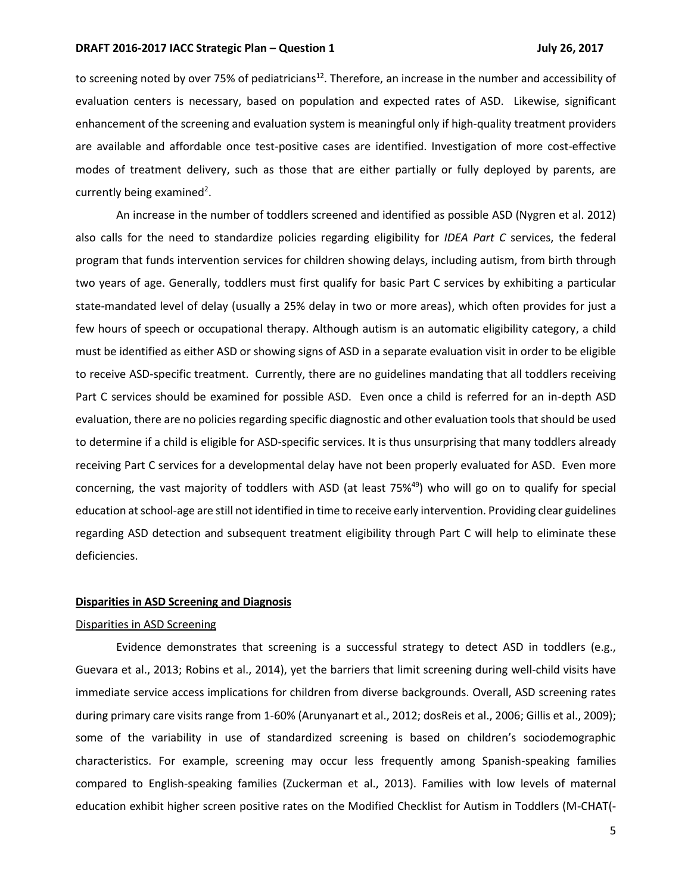to screening noted by over 75% of pediatricians[12]. Therefore, an increase in the number and accessibility of evaluation centers is necessary, based on population and expected rates of ASD. Likewise, significant enhancement of the screening and evaluation system is meaningful only if high-quality treatment providers are available and affordable once test-positive cases are identified. Investigation of more cost-effective modes of treatment delivery, such as those that are either partially or fully deployed by parents, are currently being examined[2].

An increase in the number of toddlers screened and identified as possible ASD (Nygren et al. 2012) also calls for the need to standardize policies regarding eligibility for *IDEA Part C* services, the federal program that funds intervention services for children showing delays, including autism, from birth through two years of age. Generally, toddlers must first qualify for basic Part C services by exhibiting a particular state-mandated level of delay (usually a 25% delay in two or more areas), which often provides for just a few hours of speech or occupational therapy. Although autism is an automatic eligibility category, a child must be identified as either ASD or showing signs of ASD in a separate evaluation visit in order to be eligible to receive ASD-specific treatment. Currently, there are no guidelines mandating that all toddlers receiving Part C services should be examined for possible ASD. Even once a child is referred for an in-depth ASD evaluation, there are no policies regarding specific diagnostic and other evaluation tools that should be used to determine if a child is eligible for ASD-specific services. It is thus unsurprising that many toddlers already receiving Part C services for a developmental delay have not been properly evaluated for ASD. Even more concerning, the vast majority of toddlers with ASD (at least 75%[49]) who will go on to qualify for special education at school-age are still not identified in time to receive early intervention. Providing clear guidelines regarding ASD detection and subsequent treatment eligibility through Part C will help to eliminate these deficiencies.

## **Disparities in ASD Screening and Diagnosis**

### Disparities in ASD Screening

Evidence demonstrates that screening is a successful strategy to detect ASD in toddlers (e.g., Guevara et al., 2013; Robins et al., 2014), yet the barriers that limit screening during well-child visits have immediate service access implications for children from diverse backgrounds. Overall, ASD screening rates during primary care visits range from 1-60% (Arunyanart et al., 2012; dosReis et al., 2006; Gillis et al., 2009); some of the variability in use of standardized screening is based on children's sociodemographic characteristics. For example, screening may occur less frequently among Spanish-speaking families compared to English-speaking families (Zuckerman et al., 2013). Families with low levels of maternal education exhibit higher screen positive rates on the Modified Checklist for Autism in Toddlers (M-CHAT(-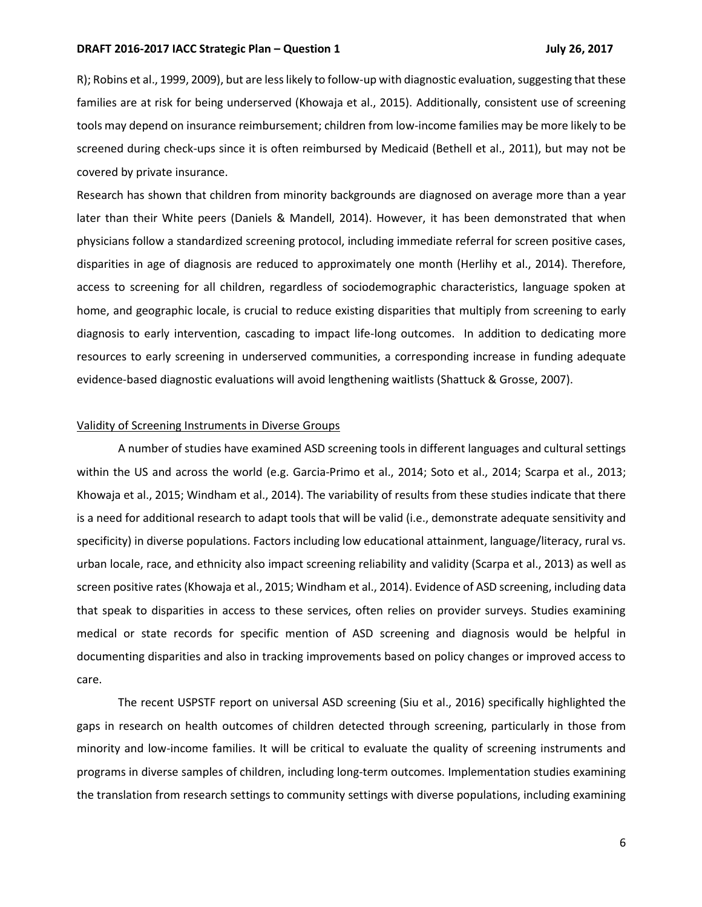R); Robins et al., 1999, 2009), but are less likely to follow-up with diagnostic evaluation, suggesting that these families are at risk for being underserved (Khowaja et al., 2015). Additionally, consistent use of screening tools may depend on insurance reimbursement; children from low-income families may be more likely to be screened during check-ups since it is often reimbursed by Medicaid (Bethell et al., 2011), but may not be covered by private insurance.

Research has shown that children from minority backgrounds are diagnosed on average more than a year later than their White peers (Daniels & Mandell, 2014). However, it has been demonstrated that when physicians follow a standardized screening protocol, including immediate referral for screen positive cases, disparities in age of diagnosis are reduced to approximately one month (Herlihy et al., 2014). Therefore, access to screening for all children, regardless of sociodemographic characteristics, language spoken at home, and geographic locale, is crucial to reduce existing disparities that multiply from screening to early diagnosis to early intervention, cascading to impact life-long outcomes. In addition to dedicating more resources to early screening in underserved communities, a corresponding increase in funding adequate evidence-based diagnostic evaluations will avoid lengthening waitlists (Shattuck & Grosse, 2007).

<u>Validity of Screening Instruments in Diverse Groups</u>

A number of studies have examined ASD screening tools in different languages and cultural settings within the US and across the world (e.g. Garcia-Primo et al., 2014; Soto et al., 2014; Scarpa et al., 2013; Khowaja et al., 2015; Windham et al., 2014). The variability of results from these studies indicate that there is a need for additional research to adapt tools that will be valid (i.e., demonstrate adequate sensitivity and specificity) in diverse populations. Factors including low educational attainment, language/literacy, rural vs. urban locale, race, and ethnicity also impact screening reliability and validity (Scarpa et al., 2013) as well as screen positive rates (Khowaja et al., 2015; Windham et al., 2014). Evidence of ASD screening, including data that speak to disparities in access to these services, often relies on provider surveys. Studies examining medical or state records for specific mention of ASD screening and diagnosis would be helpful in documenting disparities and also in tracking improvements based on policy changes or improved access to care.

The recent USPSTF report on universal ASD screening (Siu et al., 2016) specifically highlighted the gaps in research on health outcomes of children detected through screening, particularly in those from minority and low-income families. It will be critical to evaluate the quality of screening instruments and programs in diverse samples of children, including long-term outcomes. Implementation studies examining the translation from research settings to community settings with diverse populations, including examining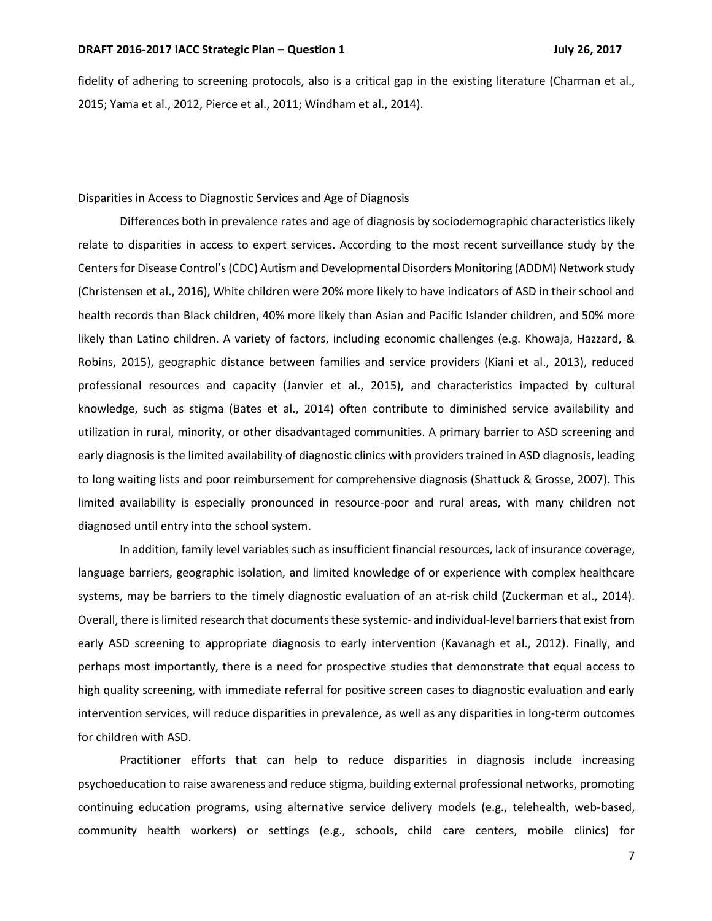fidelity of adhering to screening protocols, also is a critical gap in the existing literature (Charman et al., 2015; Yama et al., 2012, Pierce et al., 2011; Windham et al., 2014).

### Disparities in Access to Diagnostic Services and Age of Diagnosis

Differences both in prevalence rates and age of diagnosis by sociodemographic characteristics likely relate to disparities in access to expert services. According to the most recent surveillance study by the Centers for Disease Control's (CDC) Autism and Developmental Disorders Monitoring (ADDM) Network study (Christensen et al., 2016), White children were 20% more likely to have indicators of ASD in their school and health records than Black children, 40% more likely than Asian and Pacific Islander children, and 50% more likely than Latino children. A variety of factors, including economic challenges (e.g. Khowaja, Hazzard, & Robins, 2015), geographic distance between families and service providers (Kiani et al., 2013), reduced professional resources and capacity (Janvier et al., 2015), and characteristics impacted by cultural knowledge, such as stigma (Bates et al., 2014) often contribute to diminished service availability and utilization in rural, minority, or other disadvantaged communities. A primary barrier to ASD screening and early diagnosis is the limited availability of diagnostic clinics with providers trained in ASD diagnosis, leading to long waiting lists and poor reimbursement for comprehensive diagnosis (Shattuck & Grosse, 2007). This limited availability is especially pronounced in resource-poor and rural areas, with many children not diagnosed until entry into the school system.

In addition, family level variables such as insufficient financial resources, lack of insurance coverage, language barriers, geographic isolation, and limited knowledge of or experience with complex healthcare systems, may be barriers to the timely diagnostic evaluation of an at-risk child (Zuckerman et al., 2014). Overall, there is limited research that documents these systemic- and individual-level barriers that exist from early ASD screening to appropriate diagnosis to early intervention (Kavanagh et al., 2012). Finally, and perhaps most importantly, there is a need for prospective studies that demonstrate that equal access to high quality screening, with immediate referral for positive screen cases to diagnostic evaluation and early intervention services, will reduce disparities in prevalence, as well as any disparities in long-term outcomes for children with ASD.

Practitioner efforts that can help to reduce disparities in diagnosis include increasing psychoeducation to raise awareness and reduce stigma, building external professional networks, promoting continuing education programs, using alternative service delivery models (e.g., telehealth, web-based, community health workers) or settings (e.g., schools, child care centers, mobile clinics) for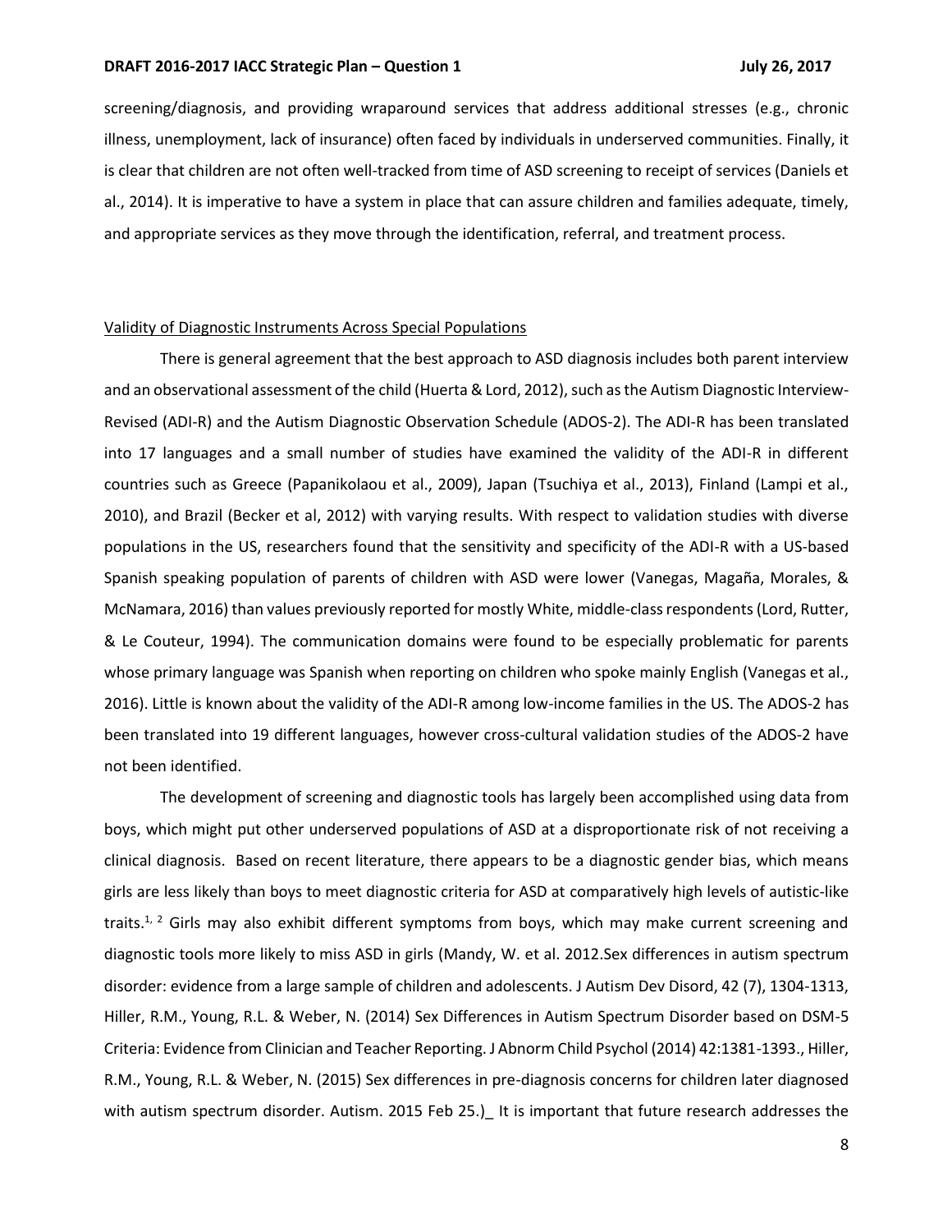screening/diagnosis, and providing wraparound services that address additional stresses (e.g., chronic illness, unemployment, lack of insurance) often faced by individuals in underserved communities. Finally, it is clear that children are not often well-tracked from time of ASD screening to receipt of services (Daniels et al., 2014). It is imperative to have a system in place that can assure children and families adequate, timely, and appropriate services as they move through the identification, referral, and treatment process.

Validity of Diagnostic Instruments Across Special Populations

There is general agreement that the best approach to ASD diagnosis includes both parent interview and an observational assessment of the child (Huerta & Lord, 2012), such as the Autism Diagnostic Interview-Revised (ADI-R) and the Autism Diagnostic Observation Schedule (ADOS-2). The ADI-R has been translated into 17 languages and a small number of studies have examined the validity of the ADI-R in different countries such as Greece (Papanikolaou et al., 2009), Japan (Tsuchiya et al., 2013), Finland (Lampi et al., 2010), and Brazil (Becker et al, 2012) with varying results. With respect to validation studies with diverse populations in the US, researchers found that the sensitivity and specificity of the ADI-R with a US-based Spanish speaking population of parents of children with ASD were lower (Vanegas, Magaña, Morales, & McNamara, 2016) than values previously reported for mostly White, middle-class respondents (Lord, Rutter, & Le Couteur, 1994). The communication domains were found to be especially problematic for parents whose primary language was Spanish when reporting on children who spoke mainly English (Vanegas et al., 2016). Little is known about the validity of the ADI-R among low-income families in the US. The ADOS-2 has been translated into 19 different languages, however cross-cultural validation studies of the ADOS-2 have not been identified.

The development of screening and diagnostic tools has largely been accomplished using data from boys, which might put other underserved populations of ASD at a disproportionate risk of not receiving a clinical diagnosis. Based on recent literature, there appears to be a diagnostic gender bias, which means girls are less likely than boys to meet diagnostic criteria for ASD at comparatively high levels of autistic-like traits.[1, 2] Girls may also exhibit different symptoms from boys, which may make current screening and diagnostic tools more likely to miss ASD in girls (Mandy, W. et al. 2012.Sex differences in autism spectrum disorder: evidence from a large sample of children and adolescents. J Autism Dev Disord, 42 (7), 1304-1313, Hiller, R.M., Young, R.L. & Weber, N. (2014) Sex Differences in Autism Spectrum Disorder based on DSM-5 Criteria: Evidence from Clinician and Teacher Reporting. J Abnorm Child Psychol (2014) 42:1381-1393., Hiller, R.M., Young, R.L. & Weber, N. (2015) Sex differences in pre-diagnosis concerns for children later diagnosed with autism spectrum disorder. Autism. 2015 Feb 25.)_ It is important that future research addresses the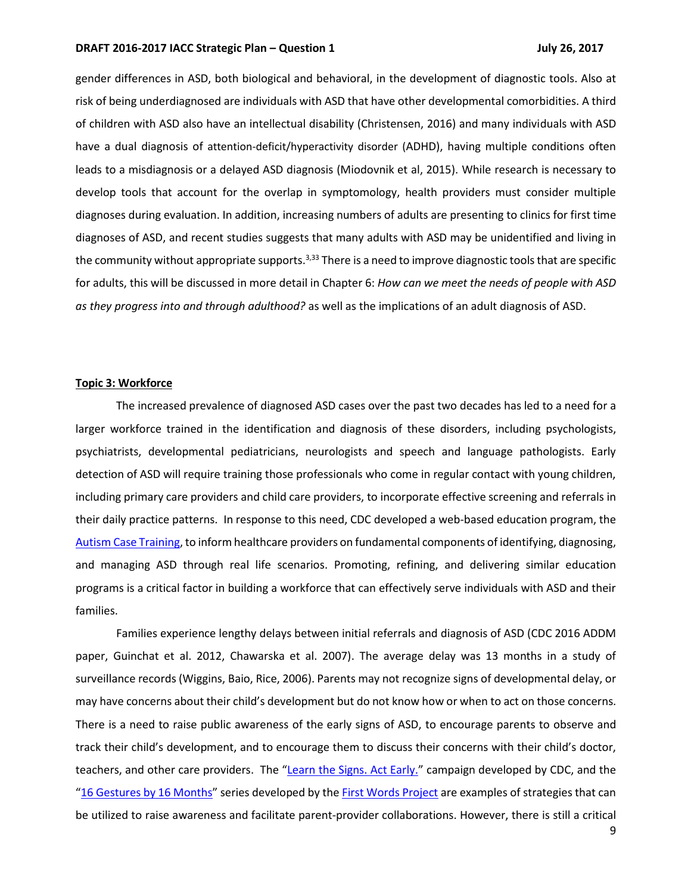gender differences in ASD, both biological and behavioral, in the development of diagnostic tools. Also at risk of being underdiagnosed are individuals with ASD that have other developmental comorbidities. A third of children with ASD also have an intellectual disability (Christensen, 2016) and many individuals with ASD have a dual diagnosis of attention-deficit/hyperactivity disorder (ADHD), having multiple conditions often leads to a misdiagnosis or a delayed ASD diagnosis (Miodovnik et al, 2015). While research is necessary to develop tools that account for the overlap in symptomology, health providers must consider multiple diagnoses during evaluation. In addition, increasing numbers of adults are presenting to clinics for first time diagnoses of ASD, and recent studies suggests that many adults with ASD may be unidentified and living in the community without appropriate supports.[3,33] There is a need to improve diagnostic tools that are specific for adults, this will be discussed in more detail in Chapter 6: *How can we meet the needs of people with ASD as they progress into and through adulthood?* as well as the implications of an adult diagnosis of ASD.

**Topic 3: Workforce**

The increased prevalence of diagnosed ASD cases over the past two decades has led to a need for a larger workforce trained in the identification and diagnosis of these disorders, including psychologists, psychiatrists, developmental pediatricians, neurologists and speech and language pathologists. Early detection of ASD will require training those professionals who come in regular contact with young children, including primary care providers and child care providers, to incorporate effective screening and referrals in their daily practice patterns. In response to this need, CDC developed a web-based education program, the Autism Case Training, to inform healthcare providers on fundamental components of identifying, diagnosing, and managing ASD through real life scenarios. Promoting, refining, and delivering similar education programs is a critical factor in building a workforce that can effectively serve individuals with ASD and their families.

Families experience lengthy delays between initial referrals and diagnosis of ASD (CDC 2016 ADDM paper, Guinchat et al. 2012, Chawarska et al. 2007). The average delay was 13 months in a study of surveillance records (Wiggins, Baio, Rice, 2006). Parents may not recognize signs of developmental delay, or may have concerns about their child's development but do not know how or when to act on those concerns. There is a need to raise public awareness of the early signs of ASD, to encourage parents to observe and track their child's development, and to encourage them to discuss their concerns with their child's doctor, teachers, and other care providers. The "Learn the Signs. Act Early." campaign developed by CDC, and the "16 Gestures by 16 Months" series developed by the First Words Project are examples of strategies that can be utilized to raise awareness and facilitate parent-provider collaborations. However, there is still a critical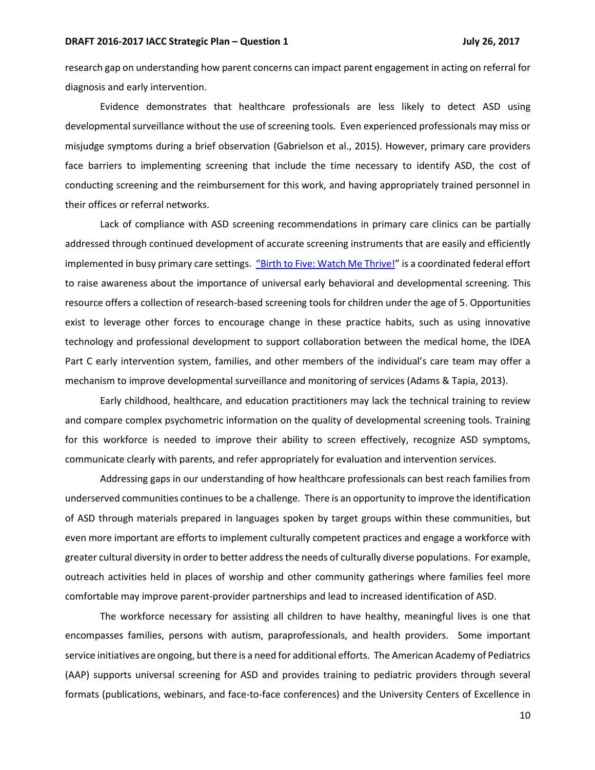research gap on understanding how parent concerns can impact parent engagement in acting on referral for diagnosis and early intervention.

Evidence demonstrates that healthcare professionals are less likely to detect ASD using developmental surveillance without the use of screening tools. Even experienced professionals may miss or misjudge symptoms during a brief observation (Gabrielson et al., 2015). However, primary care providers face barriers to implementing screening that include the time necessary to identify ASD, the cost of conducting screening and the reimbursement for this work, and having appropriately trained personnel in their offices or referral networks.

Lack of compliance with ASD screening recommendations in primary care clinics can be partially addressed through continued development of accurate screening instruments that are easily and efficiently implemented in busy primary care settings. "Birth to Five: Watch Me Thrive!" is a coordinated federal effort to raise awareness about the importance of universal early behavioral and developmental screening. This resource offers a collection of research-based screening tools for children under the age of 5. Opportunities exist to leverage other forces to encourage change in these practice habits, such as using innovative technology and professional development to support collaboration between the medical home, the IDEA Part C early intervention system, families, and other members of the individual's care team may offer a mechanism to improve developmental surveillance and monitoring of services (Adams & Tapia, 2013).

Early childhood, healthcare, and education practitioners may lack the technical training to review and compare complex psychometric information on the quality of developmental screening tools. Training for this workforce is needed to improve their ability to screen effectively, recognize ASD symptoms, communicate clearly with parents, and refer appropriately for evaluation and intervention services.

Addressing gaps in our understanding of how healthcare professionals can best reach families from underserved communities continues to be a challenge. There is an opportunity to improve the identification of ASD through materials prepared in languages spoken by target groups within these communities, but even more important are efforts to implement culturally competent practices and engage a workforce with greater cultural diversity in order to better address the needs of culturally diverse populations. For example, outreach activities held in places of worship and other community gatherings where families feel more comfortable may improve parent-provider partnerships and lead to increased identification of ASD.

The workforce necessary for assisting all children to have healthy, meaningful lives is one that encompasses families, persons with autism, paraprofessionals, and health providers. Some important service initiatives are ongoing, but there is a need for additional efforts. The American Academy of Pediatrics (AAP) supports universal screening for ASD and provides training to pediatric providers through several formats (publications, webinars, and face-to-face conferences) and the University Centers of Excellence in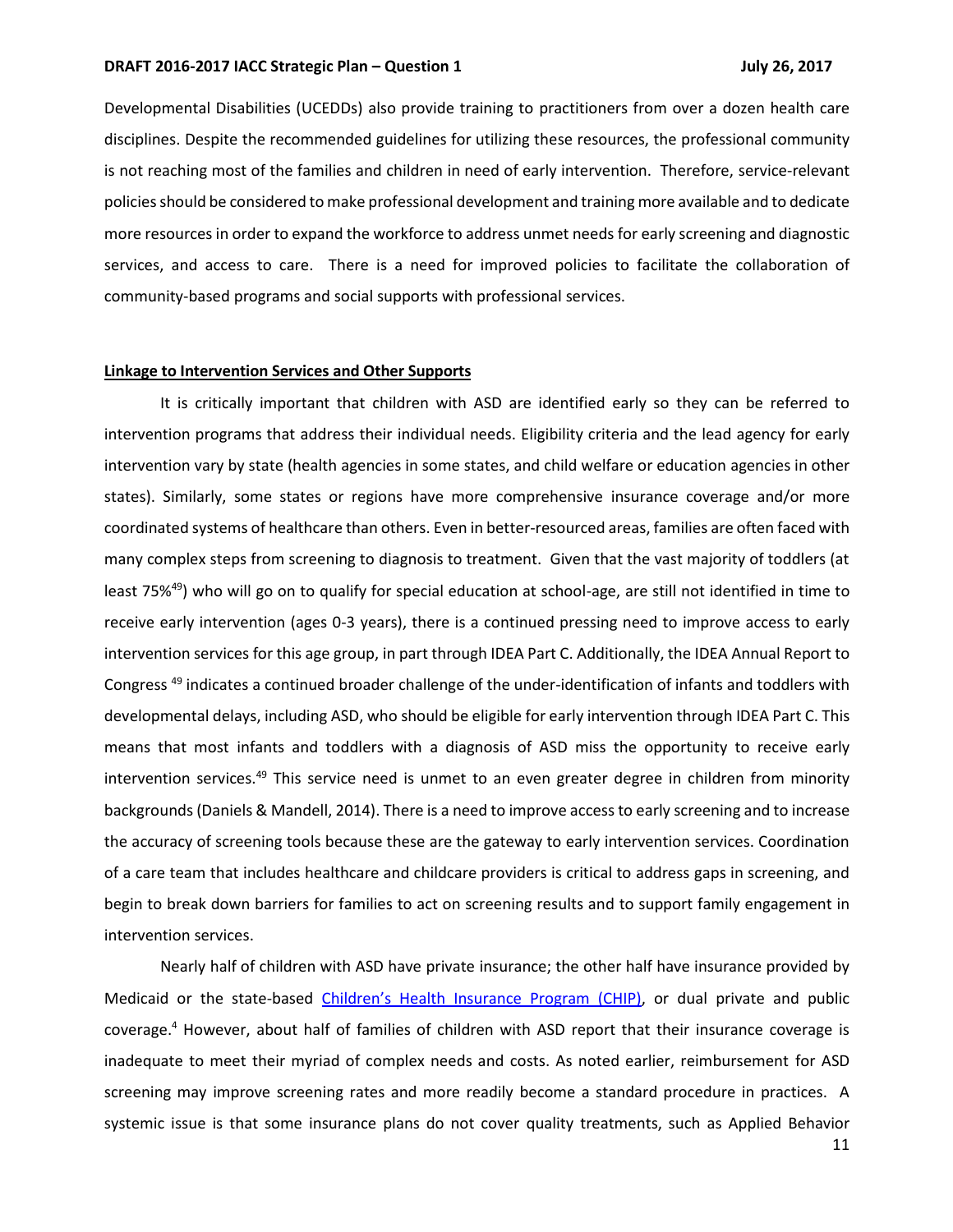Developmental Disabilities (UCEDDs) also provide training to practitioners from over a dozen health care disciplines. Despite the recommended guidelines for utilizing these resources, the professional community is not reaching most of the families and children in need of early intervention. Therefore, service-relevant policies should be considered to make professional development and training more available and to dedicate more resources in order to expand the workforce to address unmet needs for early screening and diagnostic services, and access to care. There is a need for improved policies to facilitate the collaboration of community-based programs and social supports with professional services.

## Linkage to Intervention Services and Other Supports

It is critically important that children with ASD are identified early so they can be referred to intervention programs that address their individual needs. Eligibility criteria and the lead agency for early intervention vary by state (health agencies in some states, and child welfare or education agencies in other states). Similarly, some states or regions have more comprehensive insurance coverage and/or more coordinated systems of healthcare than others. Even in better-resourced areas, families are often faced with many complex steps from screening to diagnosis to treatment. Given that the vast majority of toddlers (at least 75%[49]) who will go on to qualify for special education at school-age, are still not identified in time to receive early intervention (ages 0-3 years), there is a continued pressing need to improve access to early intervention services for this age group, in part through IDEA Part C. Additionally, the IDEA Annual Report to Congress [49] indicates a continued broader challenge of the under-identification of infants and toddlers with developmental delays, including ASD, who should be eligible for early intervention through IDEA Part C. This means that most infants and toddlers with a diagnosis of ASD miss the opportunity to receive early intervention services.[49] This service need is unmet to an even greater degree in children from minority backgrounds (Daniels & Mandell, 2014). There is a need to improve access to early screening and to increase the accuracy of screening tools because these are the gateway to early intervention services. Coordination of a care team that includes healthcare and childcare providers is critical to address gaps in screening, and begin to break down barriers for families to act on screening results and to support family engagement in intervention services.

Nearly half of children with ASD have private insurance; the other half have insurance provided by Medicaid or the state-based Children's Health Insurance Program (CHIP), or dual private and public coverage.[4] However, about half of families of children with ASD report that their insurance coverage is inadequate to meet their myriad of complex needs and costs. As noted earlier, reimbursement for ASD screening may improve screening rates and more readily become a standard procedure in practices. A systemic issue is that some insurance plans do not cover quality treatments, such as Applied Behavior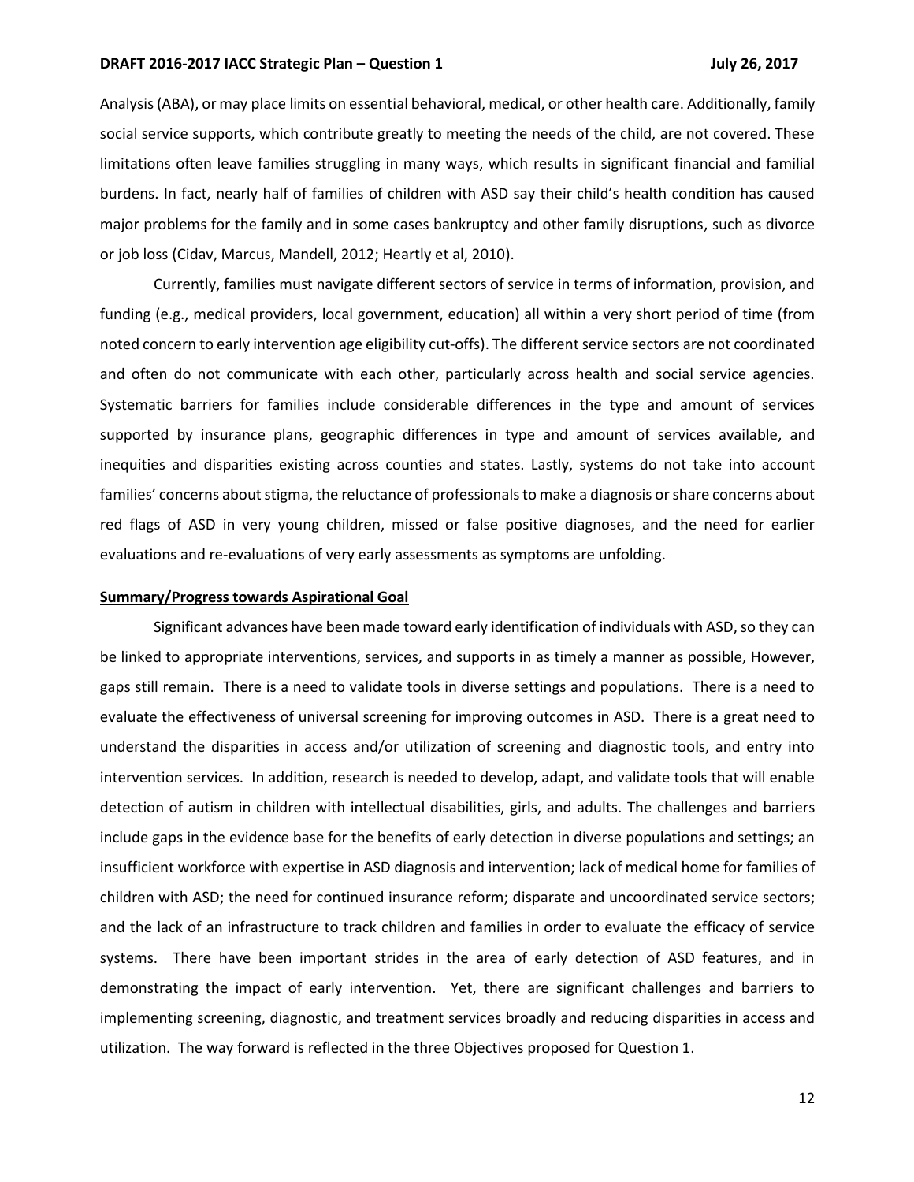Analysis (ABA), or may place limits on essential behavioral, medical, or other health care. Additionally, family social service supports, which contribute greatly to meeting the needs of the child, are not covered. These limitations often leave families struggling in many ways, which results in significant financial and familial burdens. In fact, nearly half of families of children with ASD say their child's health condition has caused major problems for the family and in some cases bankruptcy and other family disruptions, such as divorce or job loss (Cidav, Marcus, Mandell, 2012; Heartly et al, 2010).

Currently, families must navigate different sectors of service in terms of information, provision, and funding (e.g., medical providers, local government, education) all within a very short period of time (from noted concern to early intervention age eligibility cut-offs). The different service sectors are not coordinated and often do not communicate with each other, particularly across health and social service agencies. Systematic barriers for families include considerable differences in the type and amount of services supported by insurance plans, geographic differences in type and amount of services available, and inequities and disparities existing across counties and states. Lastly, systems do not take into account families' concerns about stigma, the reluctance of professionals to make a diagnosis or share concerns about red flags of ASD in very young children, missed or false positive diagnoses, and the need for earlier evaluations and re-evaluations of very early assessments as symptoms are unfolding.

**Summary/Progress towards Aspirational Goal**

Significant advances have been made toward early identification of individuals with ASD, so they can be linked to appropriate interventions, services, and supports in as timely a manner as possible, However, gaps still remain. There is a need to validate tools in diverse settings and populations. There is a need to evaluate the effectiveness of universal screening for improving outcomes in ASD. There is a great need to understand the disparities in access and/or utilization of screening and diagnostic tools, and entry into intervention services. In addition, research is needed to develop, adapt, and validate tools that will enable detection of autism in children with intellectual disabilities, girls, and adults. The challenges and barriers include gaps in the evidence base for the benefits of early detection in diverse populations and settings; an insufficient workforce with expertise in ASD diagnosis and intervention; lack of medical home for families of children with ASD; the need for continued insurance reform; disparate and uncoordinated service sectors; and the lack of an infrastructure to track children and families in order to evaluate the efficacy of service systems. There have been important strides in the area of early detection of ASD features, and in demonstrating the impact of early intervention. Yet, there are significant challenges and barriers to implementing screening, diagnostic, and treatment services broadly and reducing disparities in access and utilization. The way forward is reflected in the three Objectives proposed for Question 1.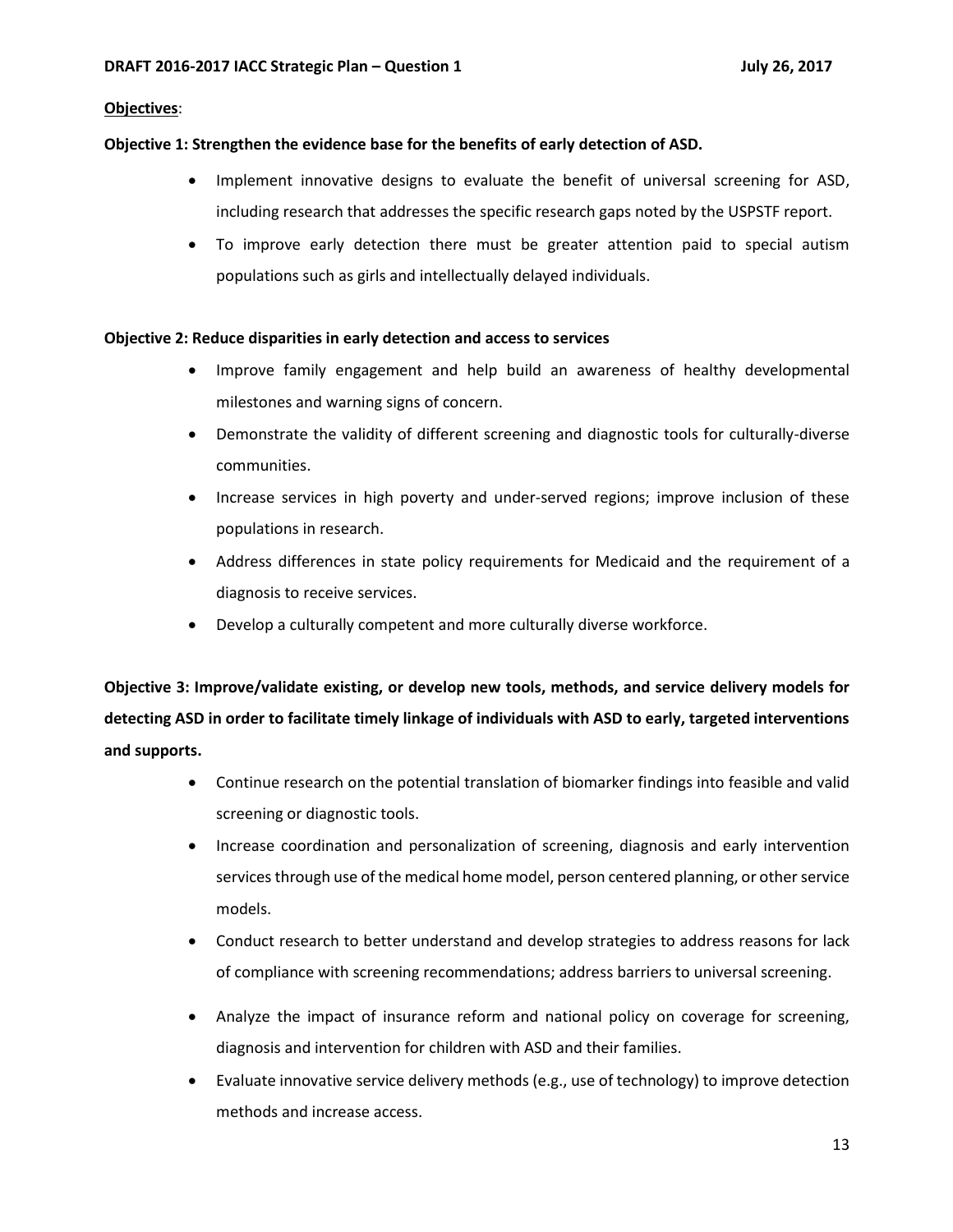**Objectives**:

**Objective 1: Strengthen the evidence base for the benefits of early detection of ASD.**

- Implement innovative designs to evaluate the benefit of universal screening for ASD, including research that addresses the specific research gaps noted by the USPSTF report.
- To improve early detection there must be greater attention paid to special autism populations such as girls and intellectually delayed individuals.

**Objective 2: Reduce disparities in early detection and access to services**

- Improve family engagement and help build an awareness of healthy developmental milestones and warning signs of concern.
- Demonstrate the validity of different screening and diagnostic tools for culturally-diverse communities.
- Increase services in high poverty and under-served regions; improve inclusion of these populations in research.
- Address differences in state policy requirements for Medicaid and the requirement of a diagnosis to receive services.
- Develop a culturally competent and more culturally diverse workforce.

**Objective 3: Improve/validate existing, or develop new tools, methods, and service delivery models for detecting ASD in order to facilitate timely linkage of individuals with ASD to early, targeted interventions and supports.**

- Continue research on the potential translation of biomarker findings into feasible and valid screening or diagnostic tools.
- Increase coordination and personalization of screening, diagnosis and early intervention services through use of the medical home model, person centered planning, or other service models.
- Conduct research to better understand and develop strategies to address reasons for lack of compliance with screening recommendations; address barriers to universal screening.
- Analyze the impact of insurance reform and national policy on coverage for screening, diagnosis and intervention for children with ASD and their families.
- Evaluate innovative service delivery methods (e.g., use of technology) to improve detection methods and increase access.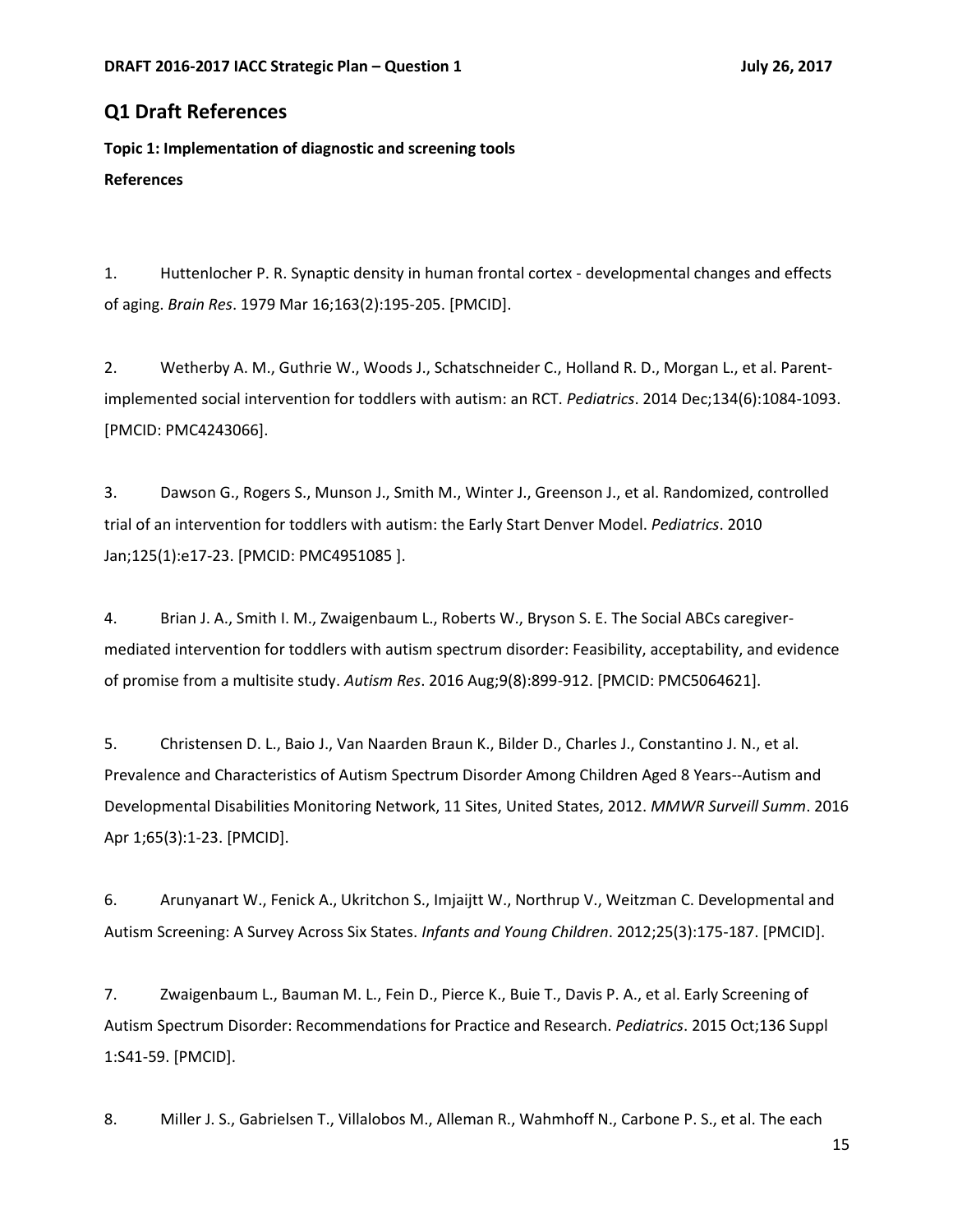## Q1 Draft References

**Topic 1: Implementation of diagnostic and screening tools**

**References**

1. Huttenlocher P. R. Synaptic density in human frontal cortex - developmental changes and effects of aging. *Brain Res*. 1979 Mar 16;163(2):195-205. [PMCID].

2. Wetherby A. M., Guthrie W., Woods J., Schatschneider C., Holland R. D., Morgan L., et al. Parent-implemented social intervention for toddlers with autism: an RCT. *Pediatrics*. 2014 Dec;134(6):1084-1093. [PMCID: PMC4243066].

3. Dawson G., Rogers S., Munson J., Smith M., Winter J., Greenson J., et al. Randomized, controlled trial of an intervention for toddlers with autism: the Early Start Denver Model. *Pediatrics*. 2010 Jan;125(1):e17-23. [PMCID: PMC4951085 ].

4. Brian J. A., Smith I. M., Zwaigenbaum L., Roberts W., Bryson S. E. The Social ABCs caregiver-mediated intervention for toddlers with autism spectrum disorder: Feasibility, acceptability, and evidence of promise from a multisite study. *Autism Res*. 2016 Aug;9(8):899-912. [PMCID: PMC5064621].

5. Christensen D. L., Baio J., Van Naarden Braun K., Bilder D., Charles J., Constantino J. N., et al. Prevalence and Characteristics of Autism Spectrum Disorder Among Children Aged 8 Years--Autism and Developmental Disabilities Monitoring Network, 11 Sites, United States, 2012. *MMWR Surveill Summ*. 2016 Apr 1;65(3):1-23. [PMCID].

6. Arunyanart W., Fenick A., Ukritchon S., Imjaijtt W., Northrup V., Weitzman C. Developmental and Autism Screening: A Survey Across Six States. *Infants and Young Children*. 2012;25(3):175-187. [PMCID].

7. Zwaigenbaum L., Bauman M. L., Fein D., Pierce K., Buie T., Davis P. A., et al. Early Screening of Autism Spectrum Disorder: Recommendations for Practice and Research. *Pediatrics*. 2015 Oct;136 Suppl 1:S41-59. [PMCID].

8. Miller J. S., Gabrielsen T., Villalobos M., Alleman R., Wahmhoff N., Carbone P. S., et al. The each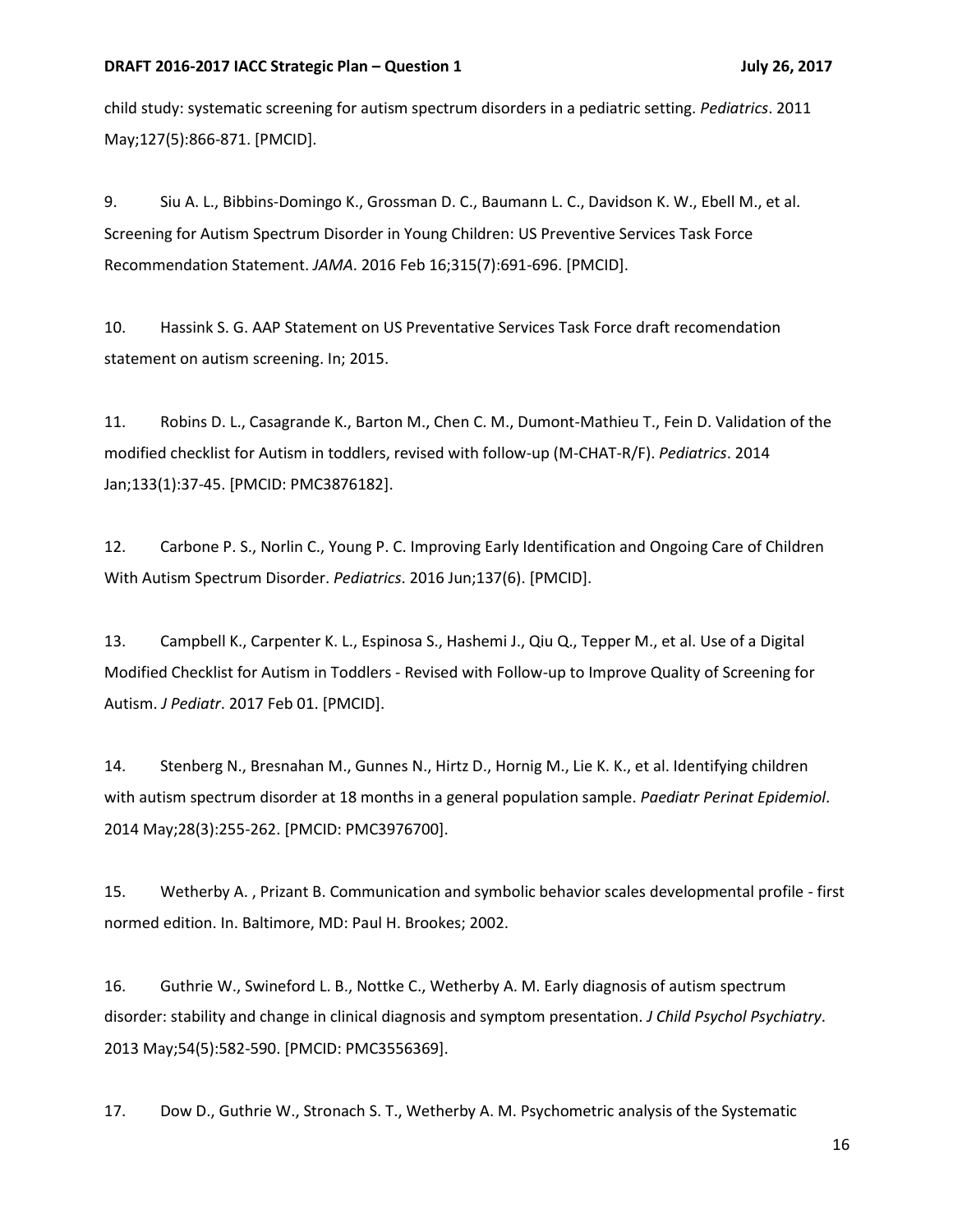child study: systematic screening for autism spectrum disorders in a pediatric setting. *Pediatrics*. 2011 May;127(5):866-871. [PMCID].

9. Siu A. L., Bibbins-Domingo K., Grossman D. C., Baumann L. C., Davidson K. W., Ebell M., et al. Screening for Autism Spectrum Disorder in Young Children: US Preventive Services Task Force Recommendation Statement. *JAMA*. 2016 Feb 16;315(7):691-696. [PMCID].

10. Hassink S. G. AAP Statement on US Preventative Services Task Force draft recomendation statement on autism screening. In; 2015.

11. Robins D. L., Casagrande K., Barton M., Chen C. M., Dumont-Mathieu T., Fein D. Validation of the modified checklist for Autism in toddlers, revised with follow-up (M-CHAT-R/F). *Pediatrics*. 2014 Jan;133(1):37-45. [PMCID: PMC3876182].

12. Carbone P. S., Norlin C., Young P. C. Improving Early Identification and Ongoing Care of Children With Autism Spectrum Disorder. *Pediatrics*. 2016 Jun;137(6). [PMCID].

13. Campbell K., Carpenter K. L., Espinosa S., Hashemi J., Qiu Q., Tepper M., et al. Use of a Digital Modified Checklist for Autism in Toddlers - Revised with Follow-up to Improve Quality of Screening for Autism. *J Pediatr*. 2017 Feb 01. [PMCID].

14. Stenberg N., Bresnahan M., Gunnes N., Hirtz D., Hornig M., Lie K. K., et al. Identifying children with autism spectrum disorder at 18 months in a general population sample. *Paediatr Perinat Epidemiol*. 2014 May;28(3):255-262. [PMCID: PMC3976700].

15. Wetherby A. , Prizant B. Communication and symbolic behavior scales developmental profile - first normed edition. In. Baltimore, MD: Paul H. Brookes; 2002.

16. Guthrie W., Swineford L. B., Nottke C., Wetherby A. M. Early diagnosis of autism spectrum disorder: stability and change in clinical diagnosis and symptom presentation. *J Child Psychol Psychiatry*. 2013 May;54(5):582-590. [PMCID: PMC3556369].

17. Dow D., Guthrie W., Stronach S. T., Wetherby A. M. Psychometric analysis of the Systematic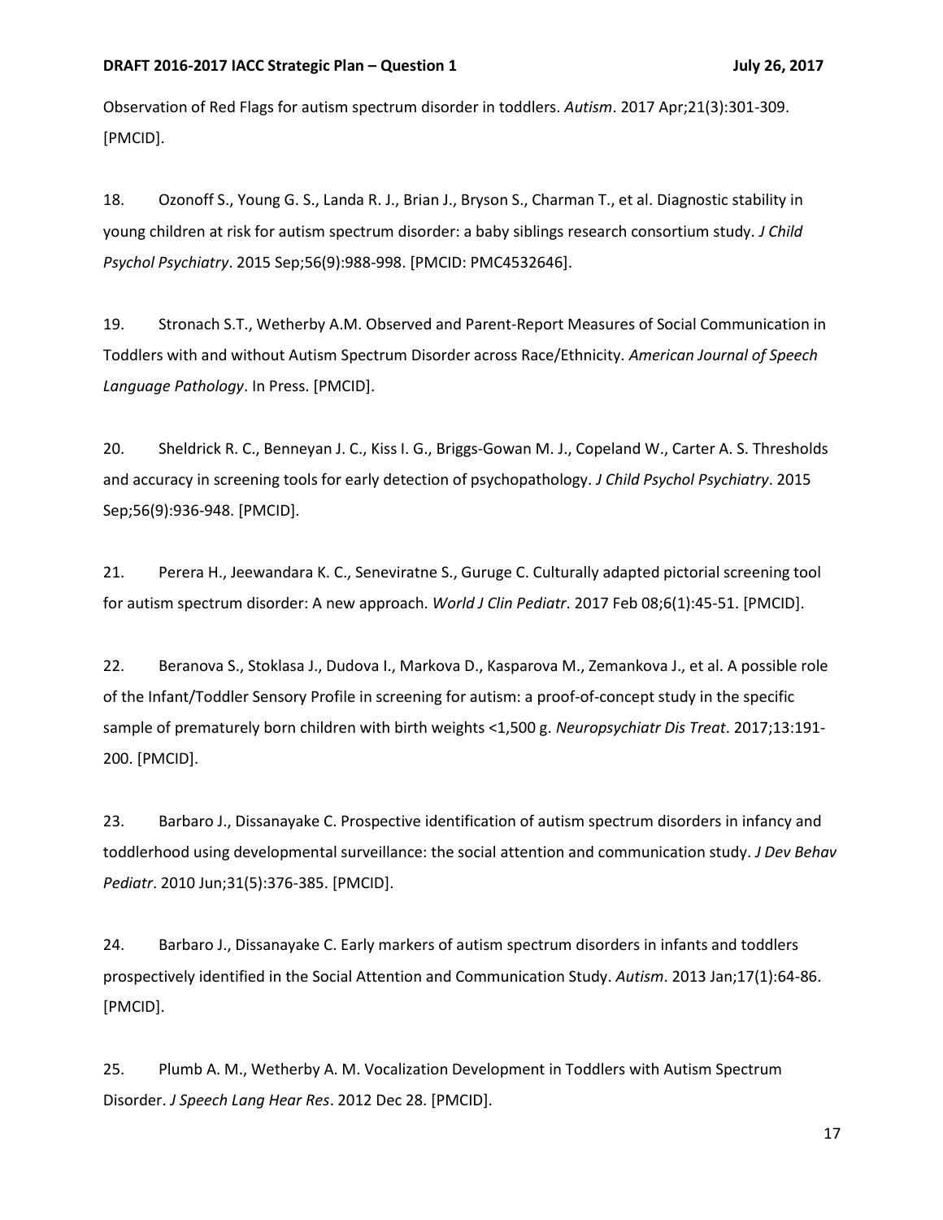Observation of Red Flags for autism spectrum disorder in toddlers. *Autism*. 2017 Apr;21(3):301-309. [PMCID].

18. Ozonoff S., Young G. S., Landa R. J., Brian J., Bryson S., Charman T., et al. Diagnostic stability in young children at risk for autism spectrum disorder: a baby siblings research consortium study. *J Child Psychol Psychiatry*. 2015 Sep;56(9):988-998. [PMCID: PMC4532646].

19. Stronach S.T., Wetherby A.M. Observed and Parent-Report Measures of Social Communication in Toddlers with and without Autism Spectrum Disorder across Race/Ethnicity. *American Journal of Speech Language Pathology*. In Press. [PMCID].

20. Sheldrick R. C., Benneyan J. C., Kiss I. G., Briggs-Gowan M. J., Copeland W., Carter A. S. Thresholds and accuracy in screening tools for early detection of psychopathology. *J Child Psychol Psychiatry*. 2015 Sep;56(9):936-948. [PMCID].

21. Perera H., Jeewandara K. C., Seneviratne S., Guruge C. Culturally adapted pictorial screening tool for autism spectrum disorder: A new approach. *World J Clin Pediatr*. 2017 Feb 08;6(1):45-51. [PMCID].

22. Beranova S., Stoklasa J., Dudova I., Markova D., Kasparova M., Zemankova J., et al. A possible role of the Infant/Toddler Sensory Profile in screening for autism: a proof-of-concept study in the specific sample of prematurely born children with birth weights <1,500 g. *Neuropsychiatr Dis Treat*. 2017;13:191-200. [PMCID].

23. Barbaro J., Dissanayake C. Prospective identification of autism spectrum disorders in infancy and toddlerhood using developmental surveillance: the social attention and communication study. *J Dev Behav Pediatr*. 2010 Jun;31(5):376-385. [PMCID].

24. Barbaro J., Dissanayake C. Early markers of autism spectrum disorders in infants and toddlers prospectively identified in the Social Attention and Communication Study. *Autism*. 2013 Jan;17(1):64-86. [PMCID].

25. Plumb A. M., Wetherby A. M. Vocalization Development in Toddlers with Autism Spectrum Disorder. *J Speech Lang Hear Res*. 2012 Dec 28. [PMCID].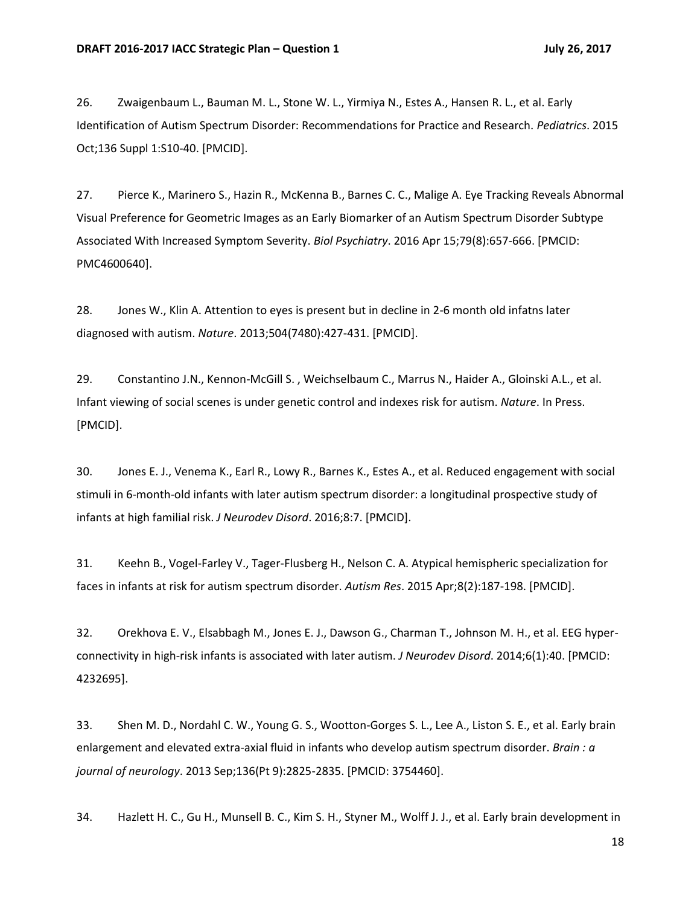26. Zwaigenbaum L., Bauman M. L., Stone W. L., Yirmiya N., Estes A., Hansen R. L., et al. Early Identification of Autism Spectrum Disorder: Recommendations for Practice and Research. *Pediatrics*. 2015 Oct;136 Suppl 1:S10-40. [PMCID].

27. Pierce K., Marinero S., Hazin R., McKenna B., Barnes C. C., Malige A. Eye Tracking Reveals Abnormal Visual Preference for Geometric Images as an Early Biomarker of an Autism Spectrum Disorder Subtype Associated With Increased Symptom Severity. *Biol Psychiatry*. 2016 Apr 15;79(8):657-666. [PMCID: PMC4600640].

28. Jones W., Klin A. Attention to eyes is present but in decline in 2-6 month old infatns later diagnosed with autism. *Nature*. 2013;504(7480):427-431. [PMCID].

29. Constantino J.N., Kennon-McGill S. , Weichselbaum C., Marrus N., Haider A., Gloinski A.L., et al. Infant viewing of social scenes is under genetic control and indexes risk for autism. *Nature*. In Press. [PMCID].

30. Jones E. J., Venema K., Earl R., Lowy R., Barnes K., Estes A., et al. Reduced engagement with social stimuli in 6-month-old infants with later autism spectrum disorder: a longitudinal prospective study of infants at high familial risk. *J Neurodev Disord*. 2016;8:7. [PMCID].

31. Keehn B., Vogel-Farley V., Tager-Flusberg H., Nelson C. A. Atypical hemispheric specialization for faces in infants at risk for autism spectrum disorder. *Autism Res*. 2015 Apr;8(2):187-198. [PMCID].

32. Orekhova E. V., Elsabbagh M., Jones E. J., Dawson G., Charman T., Johnson M. H., et al. EEG hyper-connectivity in high-risk infants is associated with later autism. *J Neurodev Disord*. 2014;6(1):40. [PMCID: 4232695].

33. Shen M. D., Nordahl C. W., Young G. S., Wootton-Gorges S. L., Lee A., Liston S. E., et al. Early brain enlargement and elevated extra-axial fluid in infants who develop autism spectrum disorder. *Brain : a journal of neurology*. 2013 Sep;136(Pt 9):2825-2835. [PMCID: 3754460].

34. Hazlett H. C., Gu H., Munsell B. C., Kim S. H., Styner M., Wolff J. J., et al. Early brain development in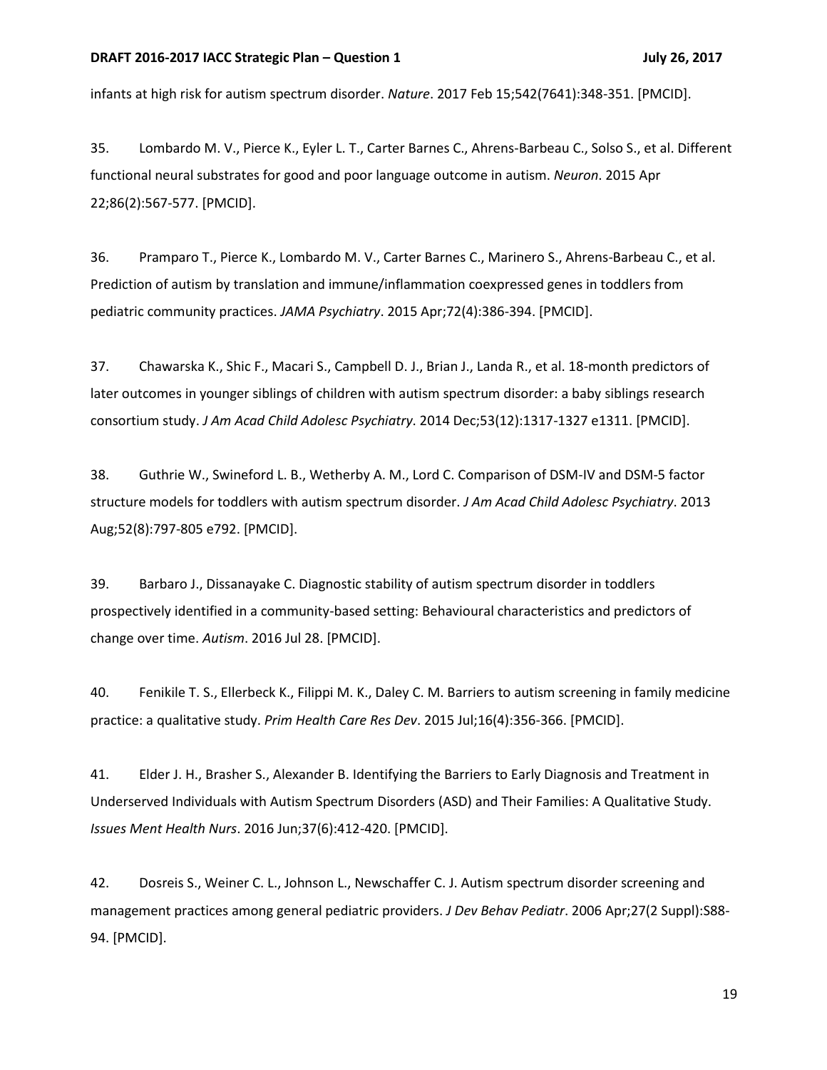infants at high risk for autism spectrum disorder. *Nature*. 2017 Feb 15;542(7641):348-351. [PMCID].

35. Lombardo M. V., Pierce K., Eyler L. T., Carter Barnes C., Ahrens-Barbeau C., Solso S., et al. Different functional neural substrates for good and poor language outcome in autism. *Neuron*. 2015 Apr 22;86(2):567-577. [PMCID].

36. Pramparo T., Pierce K., Lombardo M. V., Carter Barnes C., Marinero S., Ahrens-Barbeau C., et al. Prediction of autism by translation and immune/inflammation coexpressed genes in toddlers from pediatric community practices. *JAMA Psychiatry*. 2015 Apr;72(4):386-394. [PMCID].

37. Chawarska K., Shic F., Macari S., Campbell D. J., Brian J., Landa R., et al. 18-month predictors of later outcomes in younger siblings of children with autism spectrum disorder: a baby siblings research consortium study. *J Am Acad Child Adolesc Psychiatry*. 2014 Dec;53(12):1317-1327 e1311. [PMCID].

38. Guthrie W., Swineford L. B., Wetherby A. M., Lord C. Comparison of DSM-IV and DSM-5 factor structure models for toddlers with autism spectrum disorder. *J Am Acad Child Adolesc Psychiatry*. 2013 Aug;52(8):797-805 e792. [PMCID].

39. Barbaro J., Dissanayake C. Diagnostic stability of autism spectrum disorder in toddlers prospectively identified in a community-based setting: Behavioural characteristics and predictors of change over time. *Autism*. 2016 Jul 28. [PMCID].

40. Fenikile T. S., Ellerbeck K., Filippi M. K., Daley C. M. Barriers to autism screening in family medicine practice: a qualitative study. *Prim Health Care Res Dev*. 2015 Jul;16(4):356-366. [PMCID].

41. Elder J. H., Brasher S., Alexander B. Identifying the Barriers to Early Diagnosis and Treatment in Underserved Individuals with Autism Spectrum Disorders (ASD) and Their Families: A Qualitative Study. *Issues Ment Health Nurs*. 2016 Jun;37(6):412-420. [PMCID].

42. Dosreis S., Weiner C. L., Johnson L., Newschaffer C. J. Autism spectrum disorder screening and management practices among general pediatric providers. *J Dev Behav Pediatr*. 2006 Apr;27(2 Suppl):S88-94. [PMCID].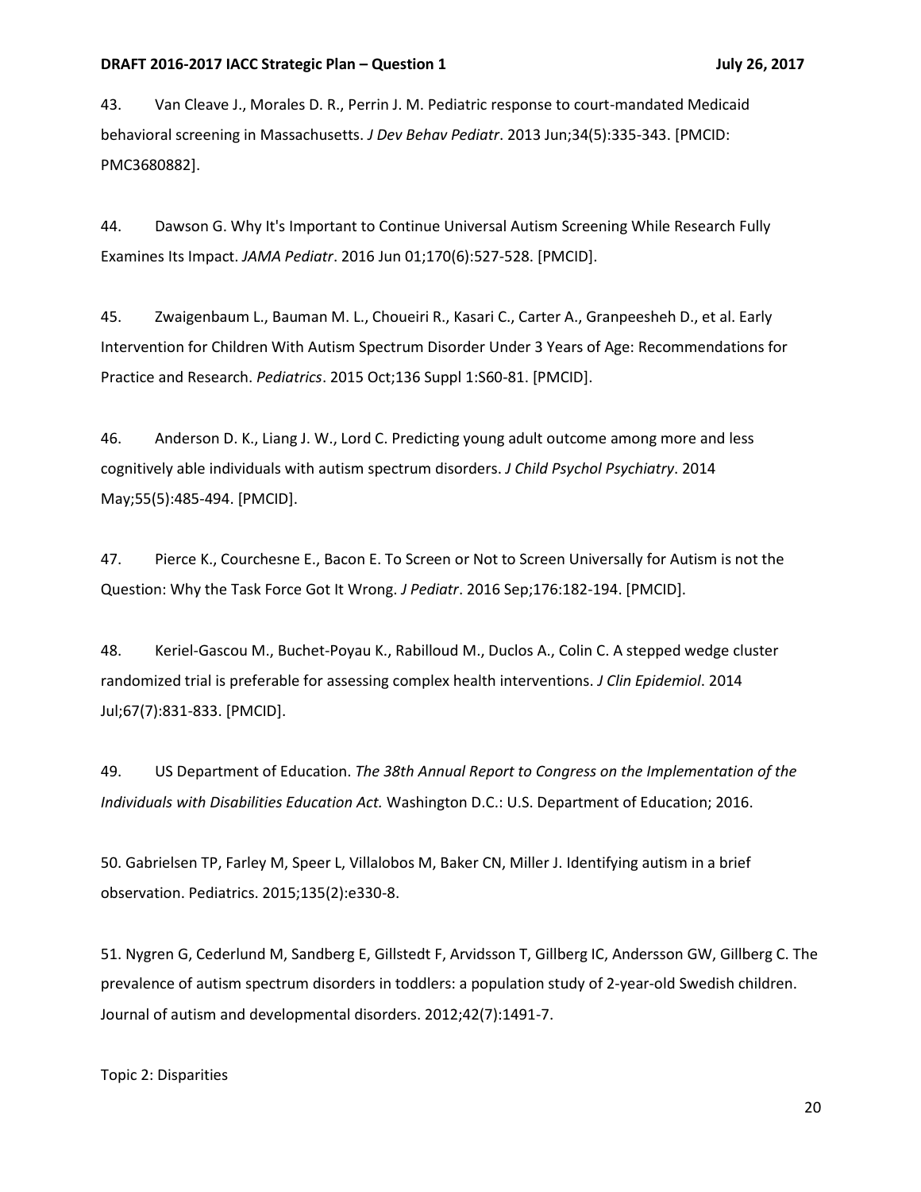43. Van Cleave J., Morales D. R., Perrin J. M. Pediatric response to court-mandated Medicaid behavioral screening in Massachusetts. *J Dev Behav Pediatr*. 2013 Jun;34(5):335-343. [PMCID: PMC3680882].

44. Dawson G. Why It's Important to Continue Universal Autism Screening While Research Fully Examines Its Impact. *JAMA Pediatr*. 2016 Jun 01;170(6):527-528. [PMCID].

45. Zwaigenbaum L., Bauman M. L., Choueiri R., Kasari C., Carter A., Granpeesheh D., et al. Early Intervention for Children With Autism Spectrum Disorder Under 3 Years of Age: Recommendations for Practice and Research. *Pediatrics*. 2015 Oct;136 Suppl 1:S60-81. [PMCID].

46. Anderson D. K., Liang J. W., Lord C. Predicting young adult outcome among more and less cognitively able individuals with autism spectrum disorders. *J Child Psychol Psychiatry*. 2014 May;55(5):485-494. [PMCID].

47. Pierce K., Courchesne E., Bacon E. To Screen or Not to Screen Universally for Autism is not the Question: Why the Task Force Got It Wrong. *J Pediatr*. 2016 Sep;176:182-194. [PMCID].

48. Keriel-Gascou M., Buchet-Poyau K., Rabilloud M., Duclos A., Colin C. A stepped wedge cluster randomized trial is preferable for assessing complex health interventions. *J Clin Epidemiol*. 2014 Jul;67(7):831-833. [PMCID].

49. US Department of Education. *The 38th Annual Report to Congress on the Implementation of the Individuals with Disabilities Education Act.* Washington D.C.: U.S. Department of Education; 2016.

50. Gabrielsen TP, Farley M, Speer L, Villalobos M, Baker CN, Miller J. Identifying autism in a brief observation. Pediatrics. 2015;135(2):e330-8.

51. Nygren G, Cederlund M, Sandberg E, Gillstedt F, Arvidsson T, Gillberg IC, Andersson GW, Gillberg C. The prevalence of autism spectrum disorders in toddlers: a population study of 2-year-old Swedish children. Journal of autism and developmental disorders. 2012;42(7):1491-7.

Topic 2: Disparities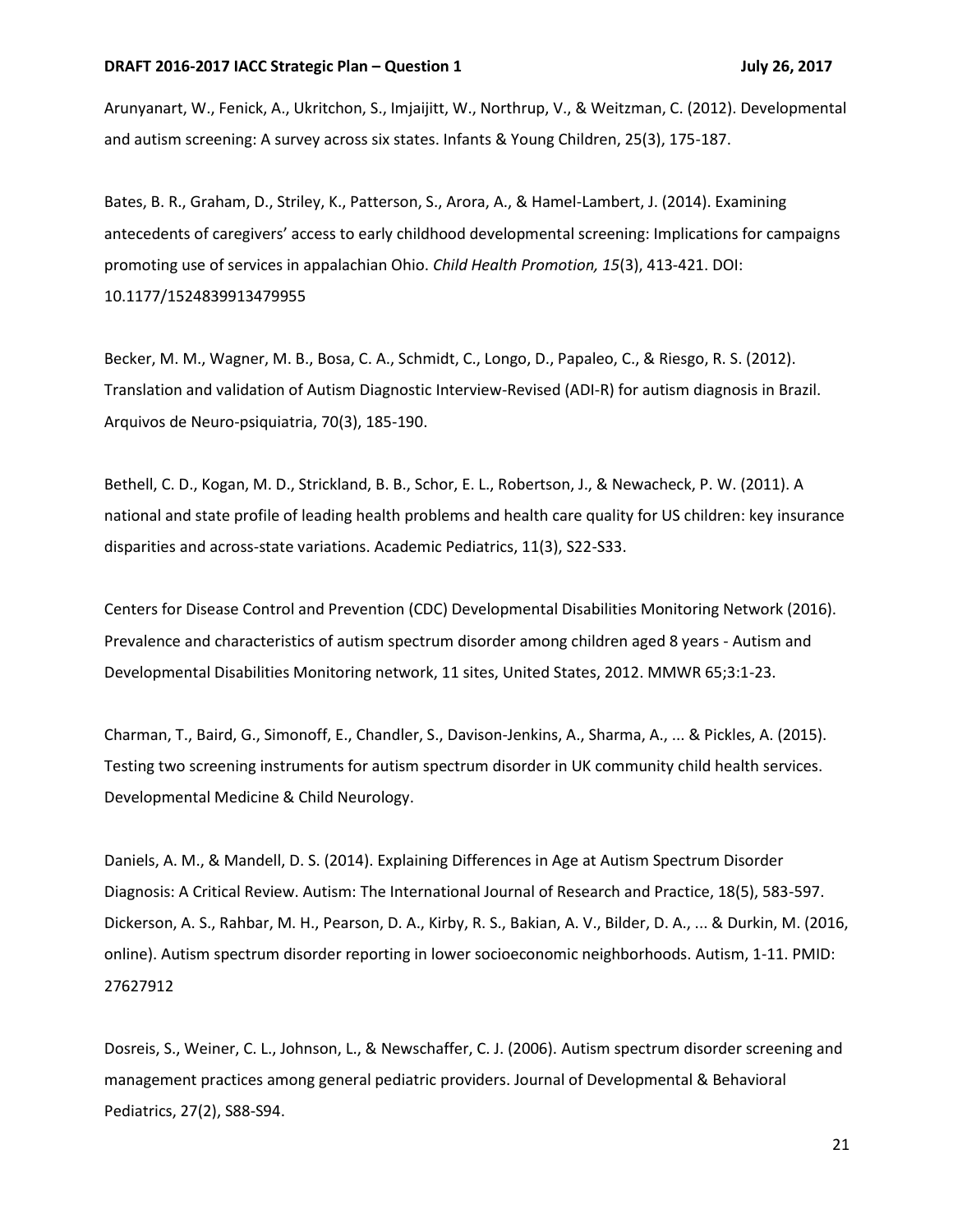Arunyanart, W., Fenick, A., Ukritchon, S., Imjaijitt, W., Northrup, V., & Weitzman, C. (2012). Developmental and autism screening: A survey across six states. Infants & Young Children, 25(3), 175-187.

Bates, B. R., Graham, D., Striley, K., Patterson, S., Arora, A., & Hamel-Lambert, J. (2014). Examining antecedents of caregivers' access to early childhood developmental screening: Implications for campaigns promoting use of services in appalachian Ohio. *Child Health Promotion, 15*(3), 413-421. DOI: 10.1177/1524839913479955

Becker, M. M., Wagner, M. B., Bosa, C. A., Schmidt, C., Longo, D., Papaleo, C., & Riesgo, R. S. (2012). Translation and validation of Autism Diagnostic Interview-Revised (ADI-R) for autism diagnosis in Brazil. Arquivos de Neuro-psiquiatria, 70(3), 185-190.

Bethell, C. D., Kogan, M. D., Strickland, B. B., Schor, E. L., Robertson, J., & Newacheck, P. W. (2011). A national and state profile of leading health problems and health care quality for US children: key insurance disparities and across-state variations. Academic Pediatrics, 11(3), S22-S33.

Centers for Disease Control and Prevention (CDC) Developmental Disabilities Monitoring Network (2016). Prevalence and characteristics of autism spectrum disorder among children aged 8 years - Autism and Developmental Disabilities Monitoring network, 11 sites, United States, 2012. MMWR 65;3:1-23.

Charman, T., Baird, G., Simonoff, E., Chandler, S., Davison-Jenkins, A., Sharma, A., ... & Pickles, A. (2015). Testing two screening instruments for autism spectrum disorder in UK community child health services. Developmental Medicine & Child Neurology.

Daniels, A. M., & Mandell, D. S. (2014). Explaining Differences in Age at Autism Spectrum Disorder Diagnosis: A Critical Review. Autism: The International Journal of Research and Practice, 18(5), 583-597.

Dickerson, A. S., Rahbar, M. H., Pearson, D. A., Kirby, R. S., Bakian, A. V., Bilder, D. A., ... & Durkin, M. (2016, online). Autism spectrum disorder reporting in lower socioeconomic neighborhoods. Autism, 1-11. PMID: 27627912

Dosreis, S., Weiner, C. L., Johnson, L., & Newschaffer, C. J. (2006). Autism spectrum disorder screening and management practices among general pediatric providers. Journal of Developmental & Behavioral Pediatrics, 27(2), S88-S94.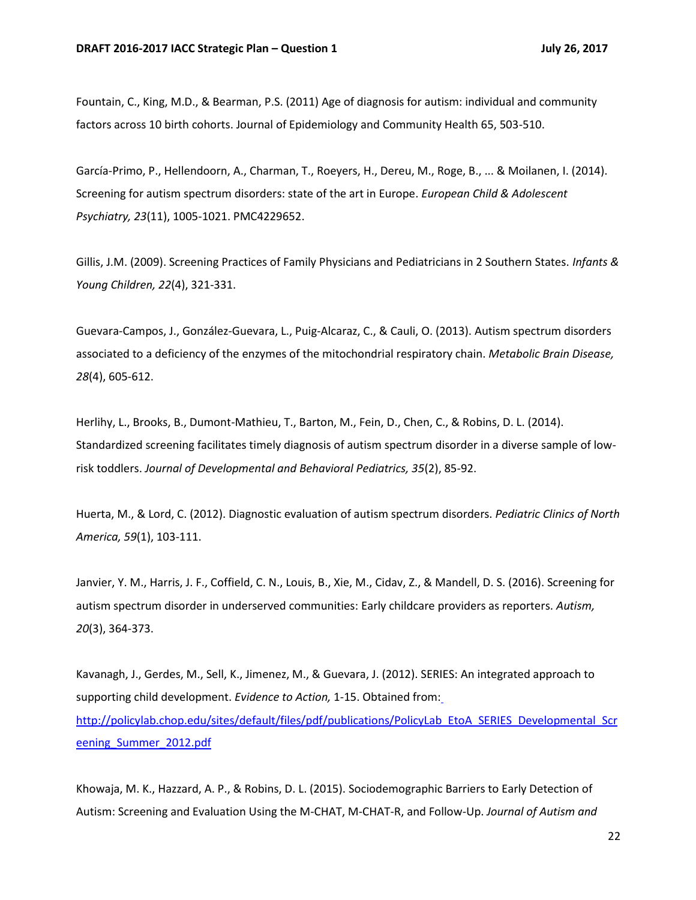Fountain, C., King, M.D., & Bearman, P.S. (2011) Age of diagnosis for autism: individual and community factors across 10 birth cohorts. Journal of Epidemiology and Community Health 65, 503-510.

García-Primo, P., Hellendoorn, A., Charman, T., Roeyers, H., Dereu, M., Roge, B., ... & Moilanen, I. (2014). Screening for autism spectrum disorders: state of the art in Europe. *European Child & Adolescent Psychiatry, 23*(11), 1005-1021. PMC4229652.

Gillis, J.M. (2009). Screening Practices of Family Physicians and Pediatricians in 2 Southern States. *Infants & Young Children, 22*(4), 321-331.

Guevara-Campos, J., González-Guevara, L., Puig-Alcaraz, C., & Cauli, O. (2013). Autism spectrum disorders associated to a deficiency of the enzymes of the mitochondrial respiratory chain. *Metabolic Brain Disease, 28*(4), 605-612.

Herlihy, L., Brooks, B., Dumont-Mathieu, T., Barton, M., Fein, D., Chen, C., & Robins, D. L. (2014). Standardized screening facilitates timely diagnosis of autism spectrum disorder in a diverse sample of low-risk toddlers. *Journal of Developmental and Behavioral Pediatrics, 35*(2), 85-92.

Huerta, M., & Lord, C. (2012). Diagnostic evaluation of autism spectrum disorders. *Pediatric Clinics of North America, 59*(1), 103-111.

Janvier, Y. M., Harris, J. F., Coffield, C. N., Louis, B., Xie, M., Cidav, Z., & Mandell, D. S. (2016). Screening for autism spectrum disorder in underserved communities: Early childcare providers as reporters. *Autism, 20*(3), 364-373.

Kavanagh, J., Gerdes, M., Sell, K., Jimenez, M., & Guevara, J. (2012). SERIES: An integrated approach to supporting child development. *Evidence to Action,* 1-15. Obtained from: [http://policylab.chop.edu/sites/default/files/pdf/publications/PolicyLab_EtoA_SERIES_Developmental_Screening_Summer_2012.pdf](http://policylab.chop.edu/sites/default/files/pdf/publications/PolicyLab_EtoA_SERIES_Developmental_Screening_Summer_2012.pdf)

Khowaja, M. K., Hazzard, A. P., & Robins, D. L. (2015). Sociodemographic Barriers to Early Detection of Autism: Screening and Evaluation Using the M-CHAT, M-CHAT-R, and Follow-Up. *Journal of Autism and*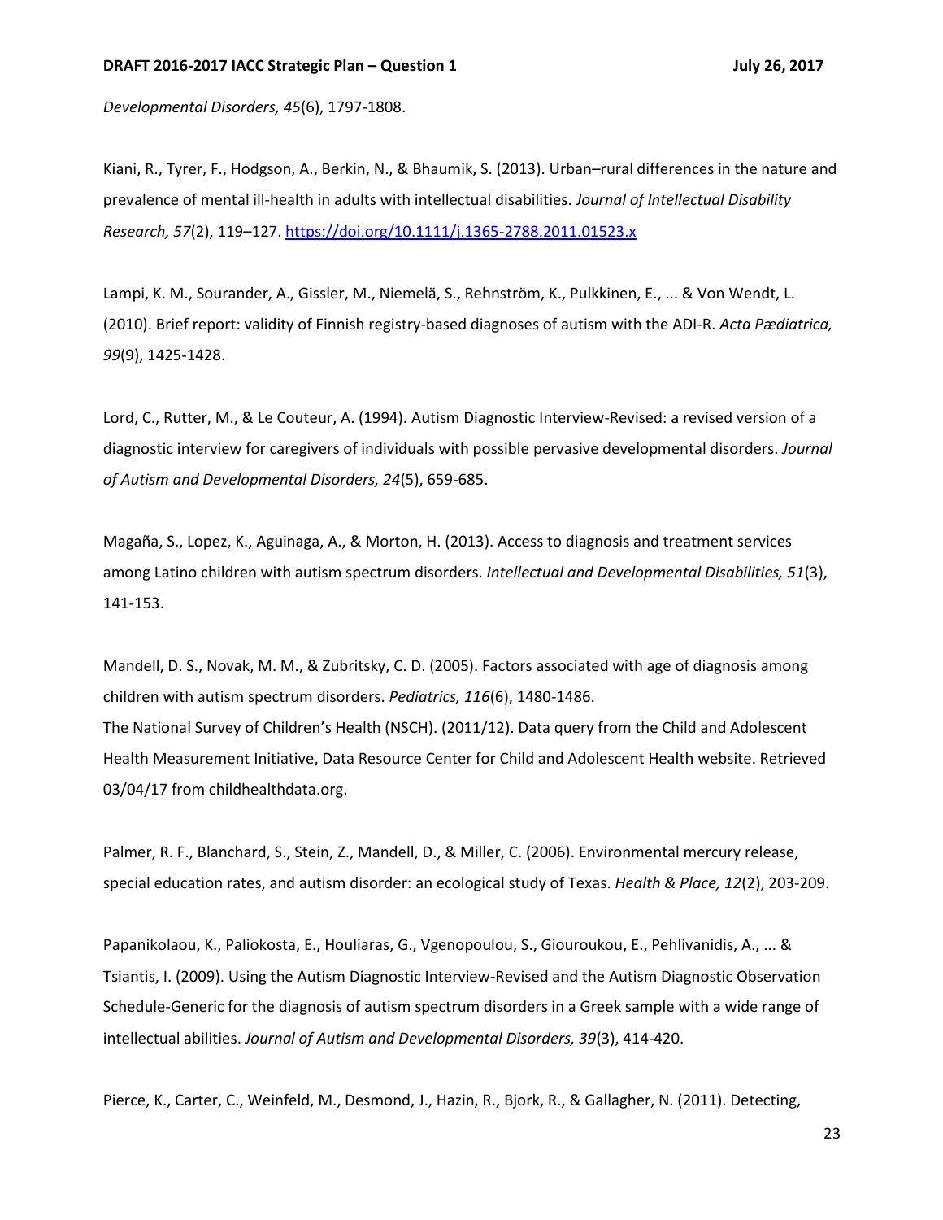*Developmental Disorders, 45*(6), 1797-1808.

Kiani, R., Tyrer, F., Hodgson, A., Berkin, N., & Bhaumik, S. (2013). Urban–rural differences in the nature and prevalence of mental ill-health in adults with intellectual disabilities. *Journal of Intellectual Disability Research, 57*(2), 119–127. https://doi.org/10.1111/j.1365-2788.2011.01523.x

Lampi, K. M., Sourander, A., Gissler, M., Niemelä, S., Rehnström, K., Pulkkinen, E., ... & Von Wendt, L. (2010). Brief report: validity of Finnish registry-based diagnoses of autism with the ADI-R. *Acta Pædiatrica, 99*(9), 1425-1428.

Lord, C., Rutter, M., & Le Couteur, A. (1994). Autism Diagnostic Interview-Revised: a revised version of a diagnostic interview for caregivers of individuals with possible pervasive developmental disorders. *Journal of Autism and Developmental Disorders, 24*(5), 659-685.

Magaña, S., Lopez, K., Aguinaga, A., & Morton, H. (2013). Access to diagnosis and treatment services among Latino children with autism spectrum disorders. *Intellectual and Developmental Disabilities, 51*(3), 141-153.

Mandell, D. S., Novak, M. M., & Zubritsky, C. D. (2005). Factors associated with age of diagnosis among children with autism spectrum disorders. *Pediatrics, 116*(6), 1480-1486.

The National Survey of Children's Health (NSCH). (2011/12). Data query from the Child and Adolescent Health Measurement Initiative, Data Resource Center for Child and Adolescent Health website. Retrieved 03/04/17 from childhealthdata.org.

Palmer, R. F., Blanchard, S., Stein, Z., Mandell, D., & Miller, C. (2006). Environmental mercury release, special education rates, and autism disorder: an ecological study of Texas. *Health & Place, 12*(2), 203-209.

Papanikolaou, K., Paliokosta, E., Houliaras, G., Vgenopoulou, S., Giouroukou, E., Pehlivanidis, A., ... & Tsiantis, I. (2009). Using the Autism Diagnostic Interview-Revised and the Autism Diagnostic Observation Schedule-Generic for the diagnosis of autism spectrum disorders in a Greek sample with a wide range of intellectual abilities. *Journal of Autism and Developmental Disorders, 39*(3), 414-420.

Pierce, K., Carter, C., Weinfeld, M., Desmond, J., Hazin, R., Bjork, R., & Gallagher, N. (2011). Detecting,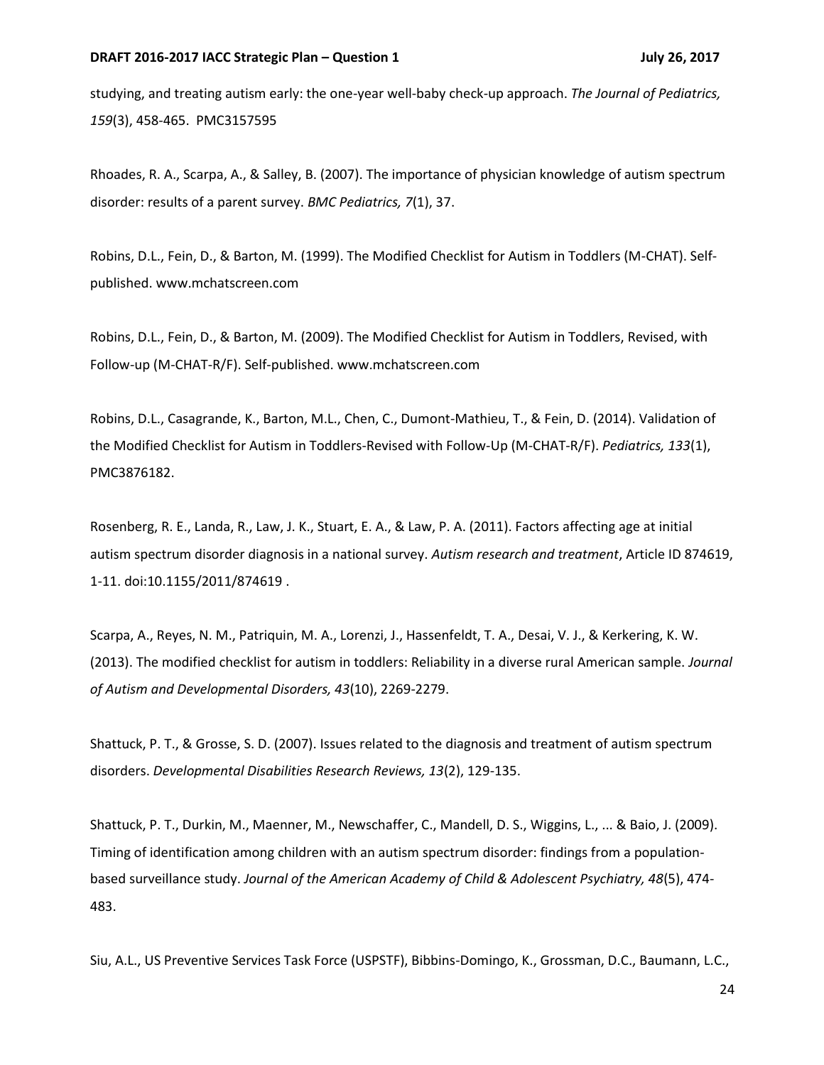studying, and treating autism early: the one-year well-baby check-up approach. *The Journal of Pediatrics, 159*(3), 458-465. PMC3157595

Rhoades, R. A., Scarpa, A., & Salley, B. (2007). The importance of physician knowledge of autism spectrum disorder: results of a parent survey. *BMC Pediatrics, 7*(1), 37.

Robins, D.L., Fein, D., & Barton, M. (1999). The Modified Checklist for Autism in Toddlers (M-CHAT). Self-published. www.mchatscreen.com

Robins, D.L., Fein, D., & Barton, M. (2009). The Modified Checklist for Autism in Toddlers, Revised, with Follow-up (M-CHAT-R/F). Self-published. www.mchatscreen.com

Robins, D.L., Casagrande, K., Barton, M.L., Chen, C., Dumont-Mathieu, T., & Fein, D. (2014). Validation of the Modified Checklist for Autism in Toddlers-Revised with Follow-Up (M-CHAT-R/F). *Pediatrics, 133*(1), PMC3876182.

Rosenberg, R. E., Landa, R., Law, J. K., Stuart, E. A., & Law, P. A. (2011). Factors affecting age at initial autism spectrum disorder diagnosis in a national survey. *Autism research and treatment*, Article ID 874619, 1-11. doi:10.1155/2011/874619 .

Scarpa, A., Reyes, N. M., Patriquin, M. A., Lorenzi, J., Hassenfeldt, T. A., Desai, V. J., & Kerkering, K. W. (2013). The modified checklist for autism in toddlers: Reliability in a diverse rural American sample. *Journal of Autism and Developmental Disorders, 43*(10), 2269-2279.

Shattuck, P. T., & Grosse, S. D. (2007). Issues related to the diagnosis and treatment of autism spectrum disorders. *Developmental Disabilities Research Reviews, 13*(2), 129-135.

Shattuck, P. T., Durkin, M., Maenner, M., Newschaffer, C., Mandell, D. S., Wiggins, L., ... & Baio, J. (2009). Timing of identification among children with an autism spectrum disorder: findings from a population-based surveillance study. *Journal of the American Academy of Child & Adolescent Psychiatry, 48*(5), 474-483.

Siu, A.L., US Preventive Services Task Force (USPSTF), Bibbins-Domingo, K., Grossman, D.C., Baumann, L.C.,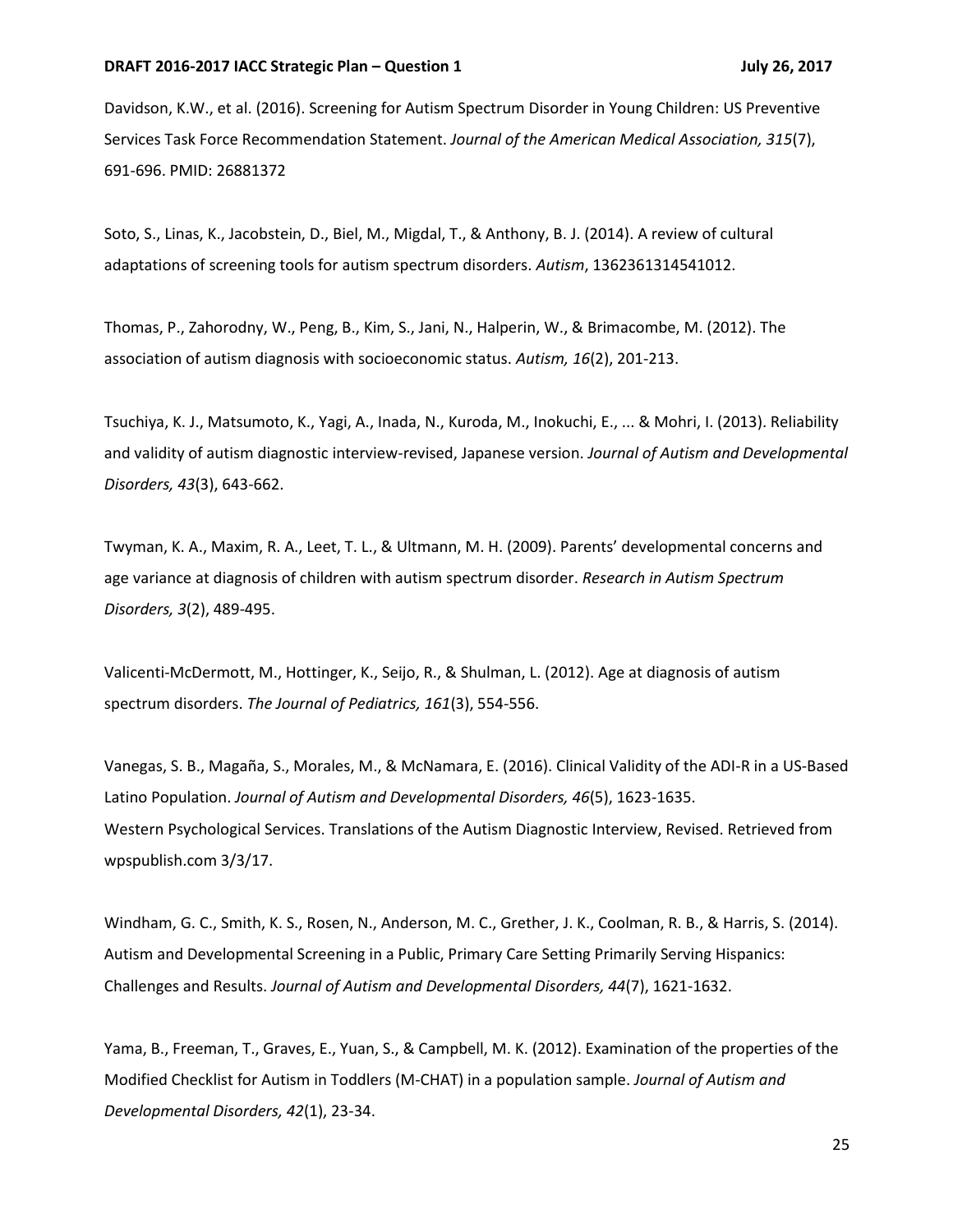Davidson, K.W., et al. (2016). Screening for Autism Spectrum Disorder in Young Children: US Preventive Services Task Force Recommendation Statement. *Journal of the American Medical Association, 315*(7), 691-696. PMID: 26881372

Soto, S., Linas, K., Jacobstein, D., Biel, M., Migdal, T., & Anthony, B. J. (2014). A review of cultural adaptations of screening tools for autism spectrum disorders. *Autism*, 1362361314541012.

Thomas, P., Zahorodny, W., Peng, B., Kim, S., Jani, N., Halperin, W., & Brimacombe, M. (2012). The association of autism diagnosis with socioeconomic status. *Autism, 16*(2), 201-213.

Tsuchiya, K. J., Matsumoto, K., Yagi, A., Inada, N., Kuroda, M., Inokuchi, E., ... & Mohri, I. (2013). Reliability and validity of autism diagnostic interview-revised, Japanese version. *Journal of Autism and Developmental Disorders, 43*(3), 643-662.

Twyman, K. A., Maxim, R. A., Leet, T. L., & Ultmann, M. H. (2009). Parents' developmental concerns and age variance at diagnosis of children with autism spectrum disorder. *Research in Autism Spectrum Disorders, 3*(2), 489-495.

Valicenti-McDermott, M., Hottinger, K., Seijo, R., & Shulman, L. (2012). Age at diagnosis of autism spectrum disorders. *The Journal of Pediatrics, 161*(3), 554-556.

Vanegas, S. B., Magaña, S., Morales, M., & McNamara, E. (2016). Clinical Validity of the ADI-R in a US-Based Latino Population. *Journal of Autism and Developmental Disorders, 46*(5), 1623-1635.
Western Psychological Services. Translations of the Autism Diagnostic Interview, Revised. Retrieved from wpspublish.com 3/3/17.

Windham, G. C., Smith, K. S., Rosen, N., Anderson, M. C., Grether, J. K., Coolman, R. B., & Harris, S. (2014). Autism and Developmental Screening in a Public, Primary Care Setting Primarily Serving Hispanics: Challenges and Results. *Journal of Autism and Developmental Disorders, 44*(7), 1621-1632.

Yama, B., Freeman, T., Graves, E., Yuan, S., & Campbell, M. K. (2012). Examination of the properties of the Modified Checklist for Autism in Toddlers (M-CHAT) in a population sample. *Journal of Autism and Developmental Disorders, 42*(1), 23-34.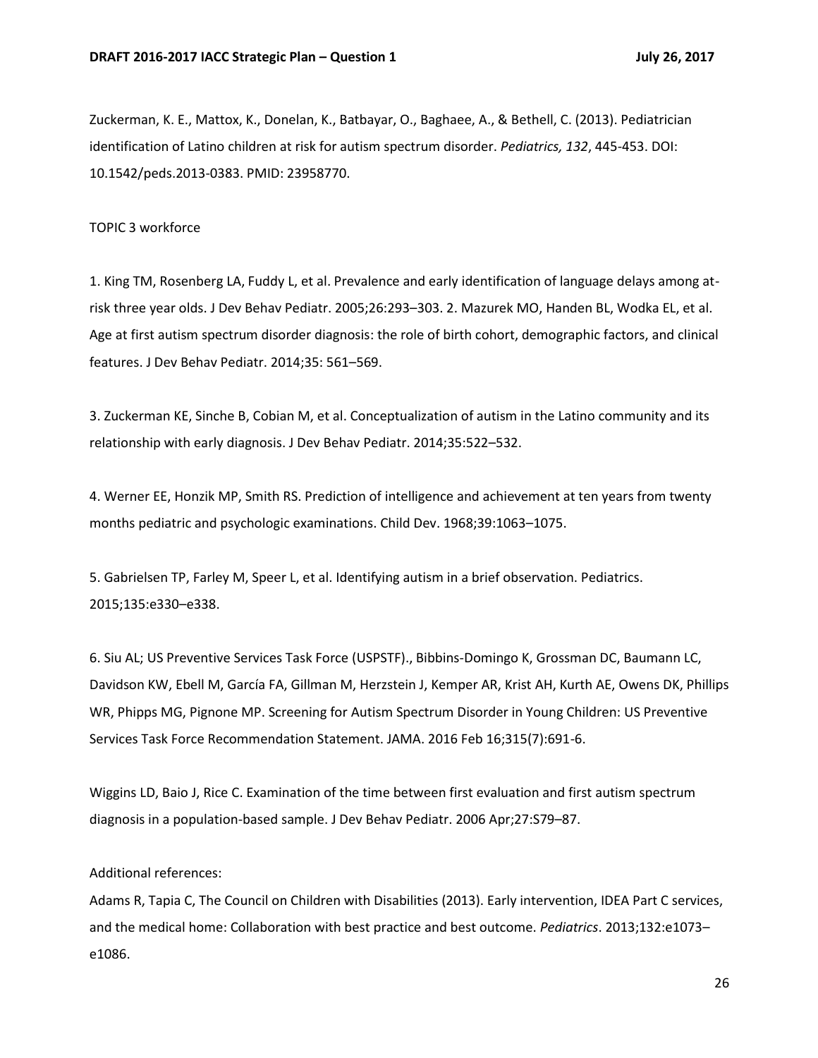Zuckerman, K. E., Mattox, K., Donelan, K., Batbayar, O., Baghaee, A., & Bethell, C. (2013). Pediatrician identification of Latino children at risk for autism spectrum disorder. *Pediatrics, 132*, 445-453. DOI: 10.1542/peds.2013-0383. PMID: 23958770.

TOPIC 3 workforce

1. King TM, Rosenberg LA, Fuddy L, et al. Prevalence and early identification of language delays among at-risk three year olds. J Dev Behav Pediatr. 2005;26:293–303. 2. Mazurek MO, Handen BL, Wodka EL, et al. Age at first autism spectrum disorder diagnosis: the role of birth cohort, demographic factors, and clinical features. J Dev Behav Pediatr. 2014;35: 561–569.

3. Zuckerman KE, Sinche B, Cobian M, et al. Conceptualization of autism in the Latino community and its relationship with early diagnosis. J Dev Behav Pediatr. 2014;35:522–532.

4. Werner EE, Honzik MP, Smith RS. Prediction of intelligence and achievement at ten years from twenty months pediatric and psychologic examinations. Child Dev. 1968;39:1063–1075.

5. Gabrielsen TP, Farley M, Speer L, et al. Identifying autism in a brief observation. Pediatrics. 2015;135:e330–e338.

6. Siu AL; US Preventive Services Task Force (USPSTF)., Bibbins-Domingo K, Grossman DC, Baumann LC, Davidson KW, Ebell M, García FA, Gillman M, Herzstein J, Kemper AR, Krist AH, Kurth AE, Owens DK, Phillips WR, Phipps MG, Pignone MP. Screening for Autism Spectrum Disorder in Young Children: US Preventive Services Task Force Recommendation Statement. JAMA. 2016 Feb 16;315(7):691-6.

Wiggins LD, Baio J, Rice C. Examination of the time between first evaluation and first autism spectrum diagnosis in a population-based sample. J Dev Behav Pediatr. 2006 Apr;27:S79–87.

Additional references:

Adams R, Tapia C, The Council on Children with Disabilities (2013). Early intervention, IDEA Part C services, and the medical home: Collaboration with best practice and best outcome. *Pediatrics*. 2013;132:e1073–e1086.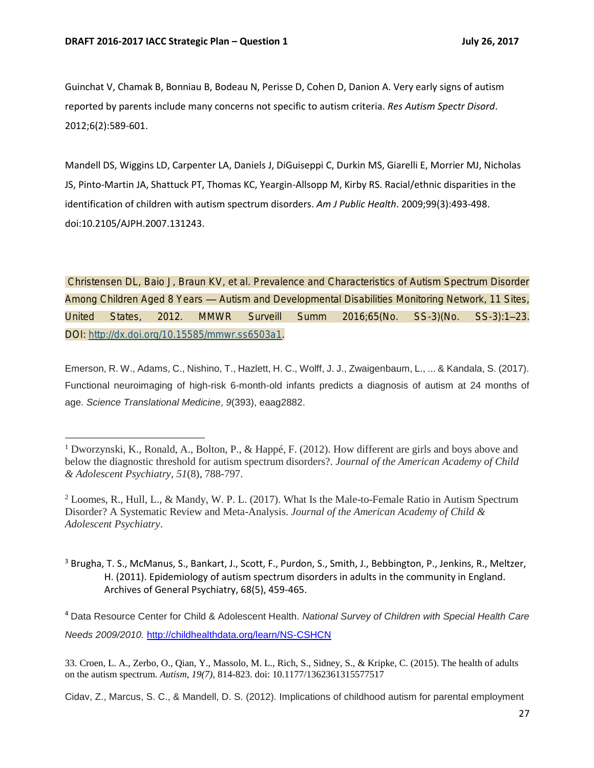Guinchat V, Chamak B, Bonniau B, Bodeau N, Perisse D, Cohen D, Danion A. Very early signs of autism reported by parents include many concerns not specific to autism criteria. *Res Autism Spectr Disord*. 2012;6(2):589-601.

Mandell DS, Wiggins LD, Carpenter LA, Daniels J, DiGuiseppi C, Durkin MS, Giarelli E, Morrier MJ, Nicholas JS, Pinto-Martin JA, Shattuck PT, Thomas KC, Yeargin-Allsopp M, Kirby RS. Racial/ethnic disparities in the identification of children with autism spectrum disorders. *Am J Public Health*. 2009;99(3):493-498. doi:10.2105/AJPH.2007.131243.

Christensen DL, Baio J, Braun KV, et al. Prevalence and Characteristics of Autism Spectrum Disorder Among Children Aged 8 Years — Autism and Developmental Disabilities Monitoring Network, 11 Sites, United States, 2012. MMWR Surveill Summ 2016;65(No. SS-3)(No. SS-3):1–23. DOI: http://dx.doi.org/10.15585/mmwr.ss6503a1.

Emerson, R. W., Adams, C., Nishino, T., Hazlett, H. C., Wolff, J. J., Zwaigenbaum, L., ... & Kandala, S. (2017). Functional neuroimaging of high-risk 6-month-old infants predicts a diagnosis of autism at 24 months of age. *Science Translational Medicine*, *9*(393), eaag2882.

[1] Dworzynski, K., Ronald, A., Bolton, P., & Happé, F. (2012). How different are girls and boys above and below the diagnostic threshold for autism spectrum disorders?. *Journal of the American Academy of Child & Adolescent Psychiatry*, *51*(8), 788-797.

[2] Loomes, R., Hull, L., & Mandy, W. P. L. (2017). What Is the Male-to-Female Ratio in Autism Spectrum Disorder? A Systematic Review and Meta-Analysis. *Journal of the American Academy of Child & Adolescent Psychiatry*.

[3] Brugha, T. S., McManus, S., Bankart, J., Scott, F., Purdon, S., Smith, J., Bebbington, P., Jenkins, R., Meltzer, H. (2011). Epidemiology of autism spectrum disorders in adults in the community in England. Archives of General Psychiatry, 68(5), 459-465.

[4] Data Resource Center for Child & Adolescent Health. *National Survey of Children with Special Health Care Needs 2009/2010.* http://childhealthdata.org/learn/NS-CSHCN

33. Croen, L. A., Zerbo, O., Qian, Y., Massolo, M. L., Rich, S., Sidney, S., & Kripke, C. (2015). The health of adults on the autism spectrum. *Autism*, *19(7)*, 814-823. doi: 10.1177/1362361315577517

Cidav, Z., Marcus, S. C., & Mandell, D. S. (2012). Implications of childhood autism for parental employment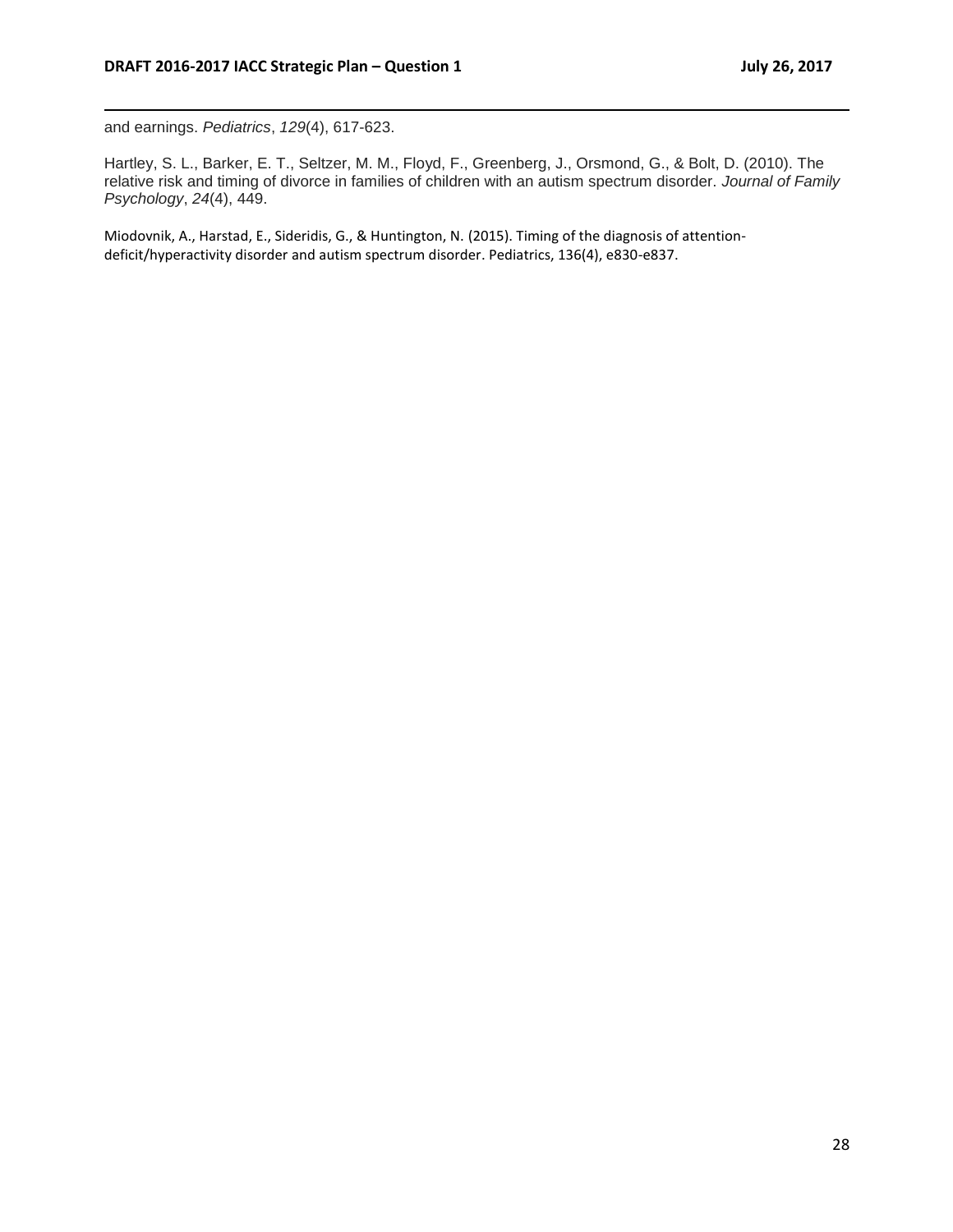and earnings. *Pediatrics*, *129*(4), 617-623.

Hartley, S. L., Barker, E. T., Seltzer, M. M., Floyd, F., Greenberg, J., Orsmond, G., & Bolt, D. (2010). The relative risk and timing of divorce in families of children with an autism spectrum disorder. *Journal of Family Psychology*, *24*(4), 449.

Miodovnik, A., Harstad, E., Sideridis, G., & Huntington, N. (2015). Timing of the diagnosis of attention-deficit/hyperactivity disorder and autism spectrum disorder. Pediatrics, 136(4), e830-e837.